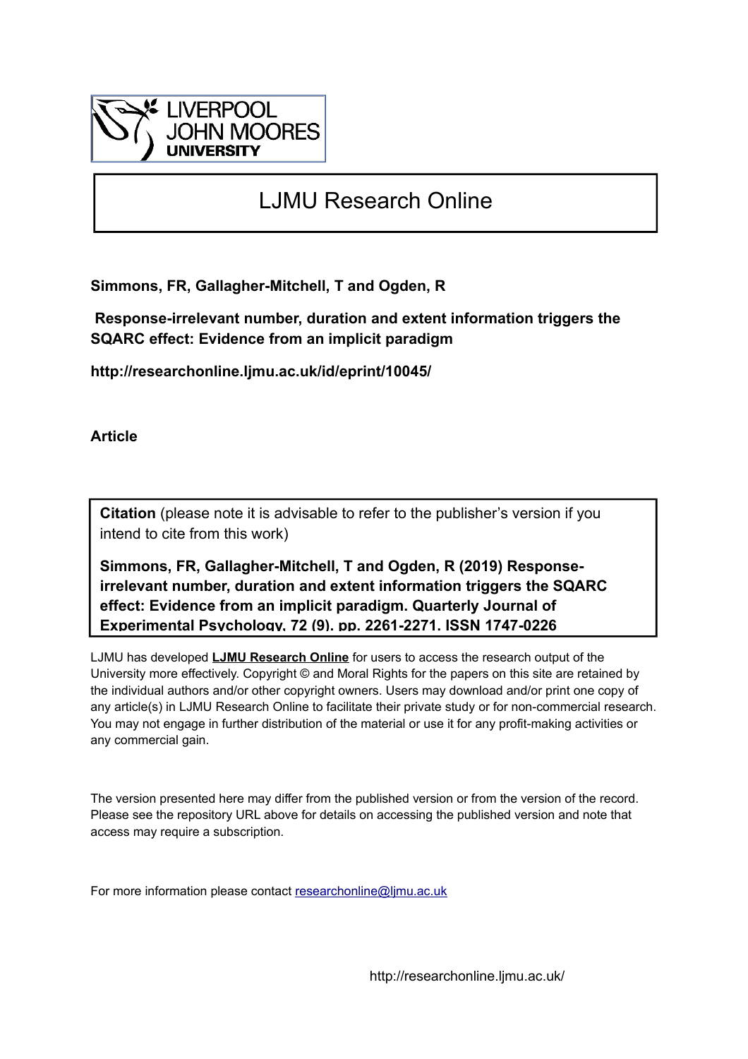LIVERPOOL JOHN MOORES UNIVERSITY

# LJMU Research Online

**Simmons, FR, Gallagher-Mitchell, T and Ogden, R**

**Response-irrelevant number, duration and extent information triggers the SQARC effect: Evidence from an implicit paradigm**

**http://researchonline.ljmu.ac.uk/id/eprint/10045/**

**Article**

**Citation** (please note it is advisable to refer to the publisher's version if you intend to cite from this work)

**Simmons, FR, Gallagher-Mitchell, T and Ogden, R (2019) Response-irrelevant number, duration and extent information triggers the SQARC effect: Evidence from an implicit paradigm. Quarterly Journal of Experimental Psychology, 72 (9). pp. 2261-2271. ISSN 1747-0226**

LJMU has developed **LJMU Research Online** for users to access the research output of the University more effectively. Copyright © and Moral Rights for the papers on this site are retained by the individual authors and/or other copyright owners. Users may download and/or print one copy of any article(s) in LJMU Research Online to facilitate their private study or for non-commercial research. You may not engage in further distribution of the material or use it for any profit-making activities or any commercial gain.

The version presented here may differ from the published version or from the version of the record. Please see the repository URL above for details on accessing the published version and note that access may require a subscription.

For more information please contact researchonline@ljmu.ac.uk

http://researchonline.ljmu.ac.uk/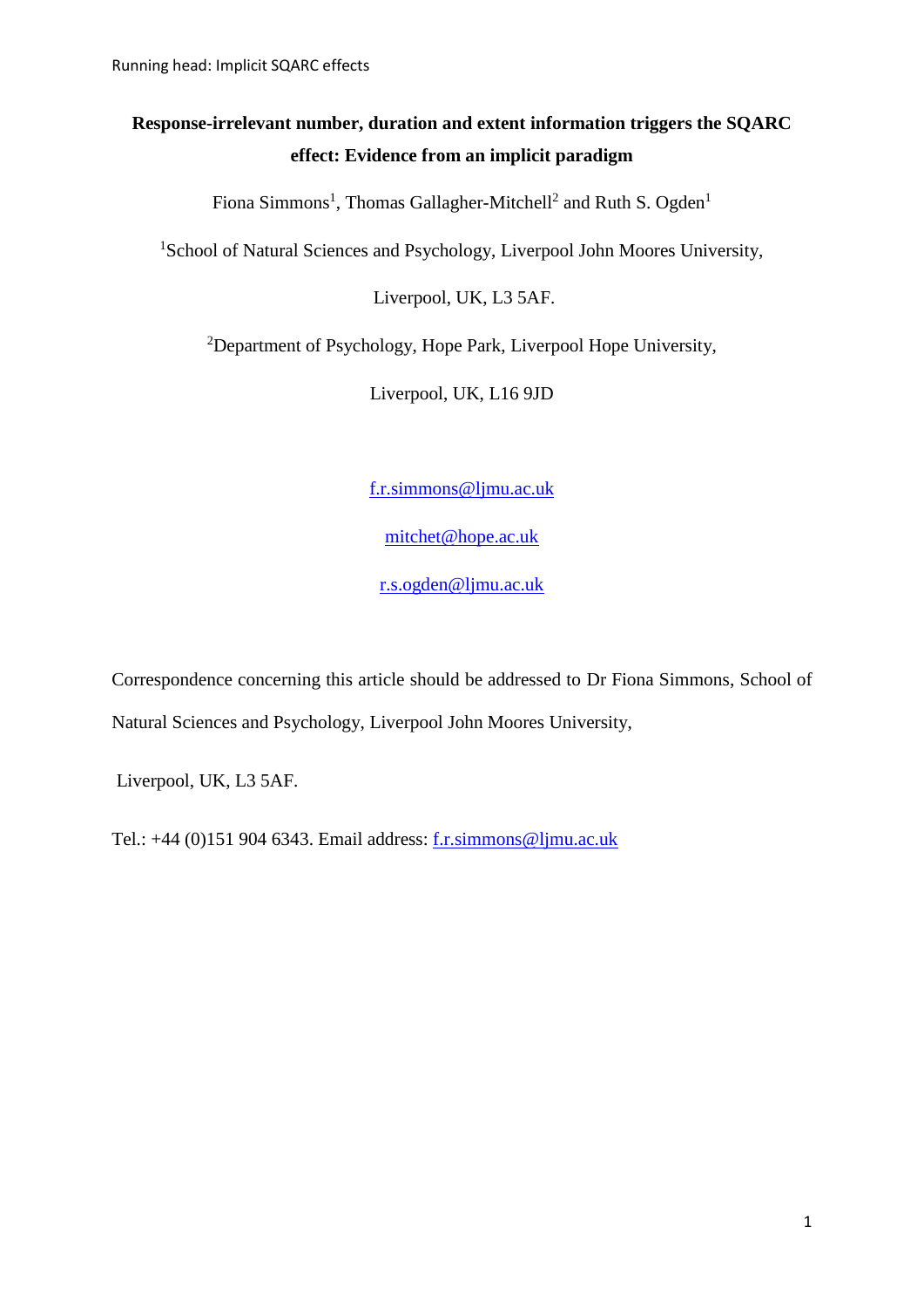# Response-irrelevant number, duration and extent information triggers the SQARC effect: Evidence from an implicit paradigm

Fiona Simmons[1], Thomas Gallagher-Mitchell[2] and Ruth S. Ogden[1]

[1]School of Natural Sciences and Psychology, Liverpool John Moores University,

Liverpool, UK, L3 5AF.

[2]Department of Psychology, Hope Park, Liverpool Hope University,

Liverpool, UK, L16 9JD

f.r.simmons@ljmu.ac.uk

mitchet@hope.ac.uk

r.s.ogden@ljmu.ac.uk

Correspondence concerning this article should be addressed to Dr Fiona Simmons, School of Natural Sciences and Psychology, Liverpool John Moores University,

Liverpool, UK, L3 5AF.

Tel.: +44 (0)151 904 6343. Email address: f.r.simmons@ljmu.ac.uk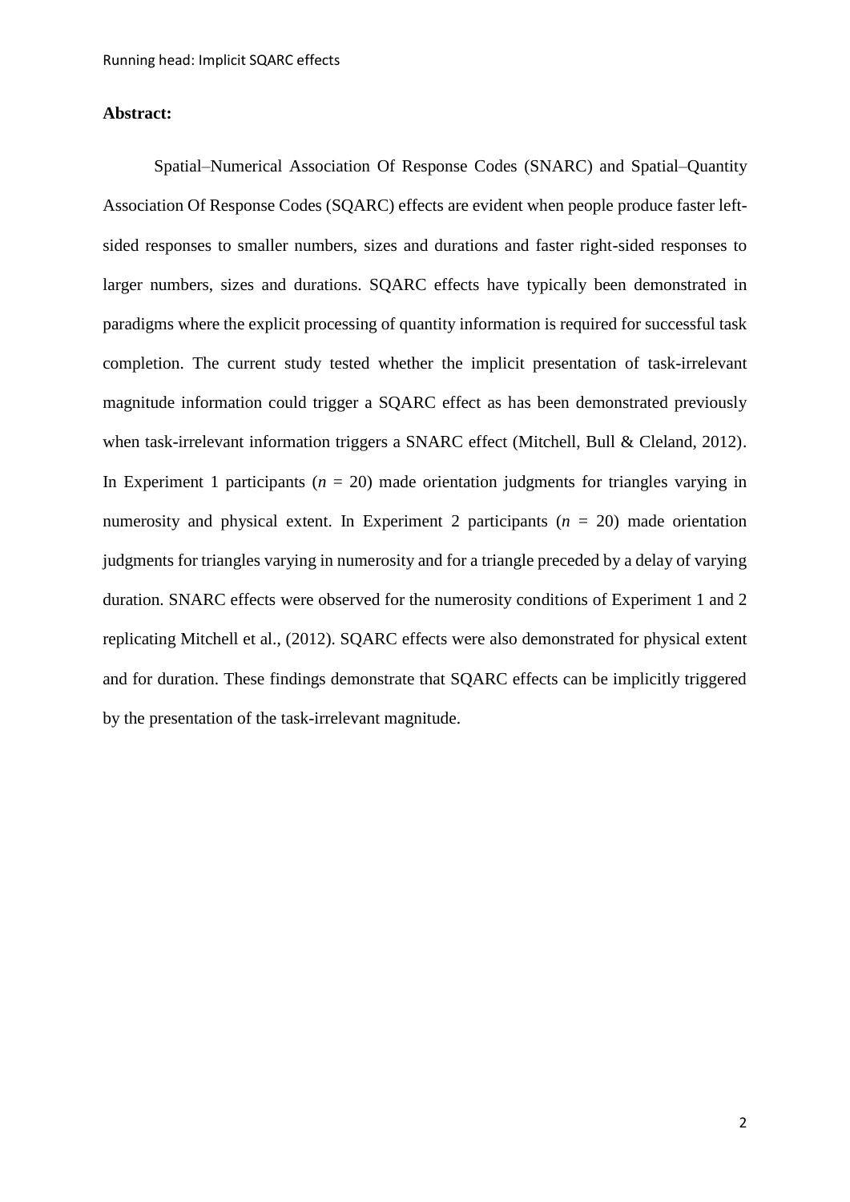**Abstract:**

Spatial–Numerical Association Of Response Codes (SNARC) and Spatial–Quantity Association Of Response Codes (SQARC) effects are evident when people produce faster left-sided responses to smaller numbers, sizes and durations and faster right-sided responses to larger numbers, sizes and durations. SQARC effects have typically been demonstrated in paradigms where the explicit processing of quantity information is required for successful task completion. The current study tested whether the implicit presentation of task-irrelevant magnitude information could trigger a SQARC effect as has been demonstrated previously when task-irrelevant information triggers a SNARC effect (Mitchell, Bull & Cleland, 2012). In Experiment 1 participants ($n$ = 20) made orientation judgments for triangles varying in numerosity and physical extent. In Experiment 2 participants ($n$ = 20) made orientation judgments for triangles varying in numerosity and for a triangle preceded by a delay of varying duration. SNARC effects were observed for the numerosity conditions of Experiment 1 and 2 replicating Mitchell et al., (2012). SQARC effects were also demonstrated for physical extent and for duration. These findings demonstrate that SQARC effects can be implicitly triggered by the presentation of the task-irrelevant magnitude.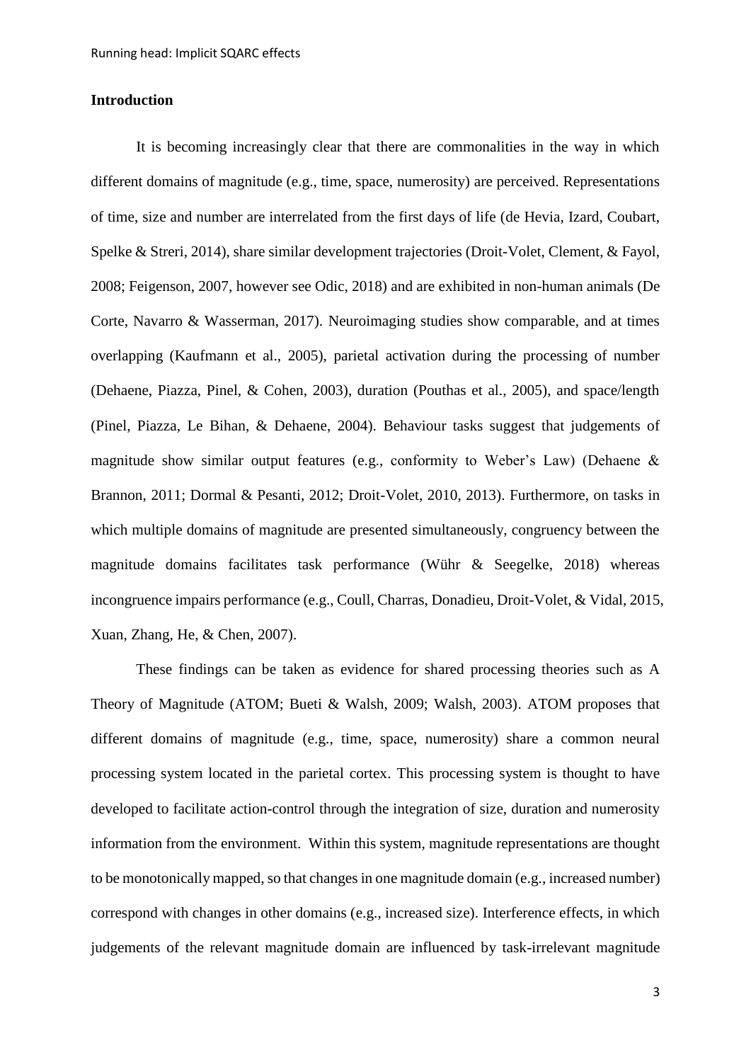## Introduction

It is becoming increasingly clear that there are commonalities in the way in which different domains of magnitude (e.g., time, space, numerosity) are perceived. Representations of time, size and number are interrelated from the first days of life (de Hevia, Izard, Coubart, Spelke & Streri, 2014), share similar development trajectories (Droit-Volet, Clement, & Fayol, 2008; Feigenson, 2007, however see Odic, 2018) and are exhibited in non-human animals (De Corte, Navarro & Wasserman, 2017). Neuroimaging studies show comparable, and at times overlapping (Kaufmann et al., 2005), parietal activation during the processing of number (Dehaene, Piazza, Pinel, & Cohen, 2003), duration (Pouthas et al., 2005), and space/length (Pinel, Piazza, Le Bihan, & Dehaene, 2004). Behaviour tasks suggest that judgements of magnitude show similar output features (e.g., conformity to Weber's Law) (Dehaene & Brannon, 2011; Dormal & Pesanti, 2012; Droit-Volet, 2010, 2013). Furthermore, on tasks in which multiple domains of magnitude are presented simultaneously, congruency between the magnitude domains facilitates task performance (Wühr & Seegelke, 2018) whereas incongruence impairs performance (e.g., Coull, Charras, Donadieu, Droit-Volet, & Vidal, 2015, Xuan, Zhang, He, & Chen, 2007).

These findings can be taken as evidence for shared processing theories such as A Theory of Magnitude (ATOM; Bueti & Walsh, 2009; Walsh, 2003). ATOM proposes that different domains of magnitude (e.g., time, space, numerosity) share a common neural processing system located in the parietal cortex. This processing system is thought to have developed to facilitate action-control through the integration of size, duration and numerosity information from the environment. Within this system, magnitude representations are thought to be monotonically mapped, so that changes in one magnitude domain (e.g., increased number) correspond with changes in other domains (e.g., increased size). Interference effects, in which judgements of the relevant magnitude domain are influenced by task-irrelevant magnitude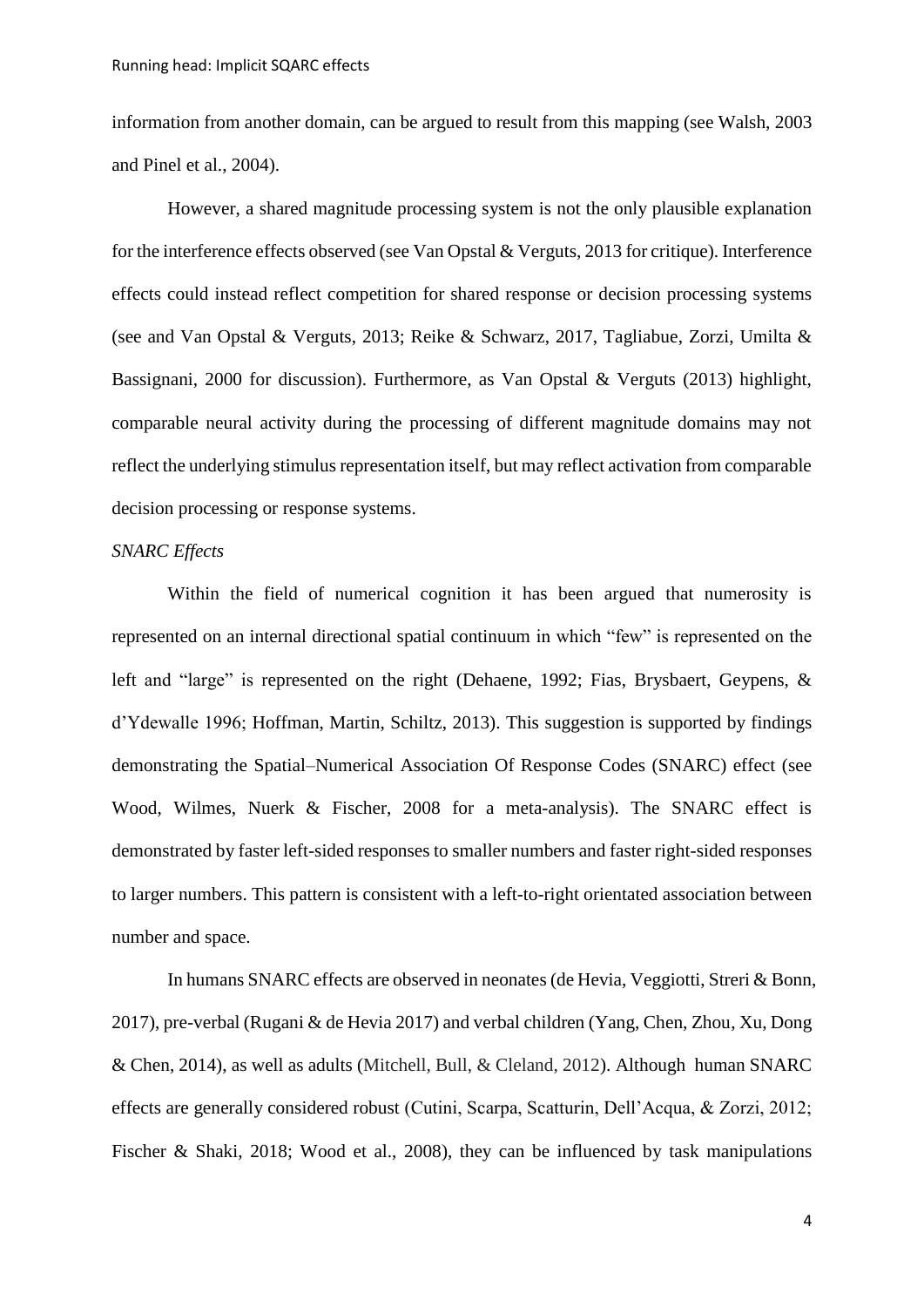information from another domain, can be argued to result from this mapping (see Walsh, 2003 and Pinel et al., 2004).

However, a shared magnitude processing system is not the only plausible explanation for the interference effects observed (see Van Opstal & Verguts, 2013 for critique). Interference effects could instead reflect competition for shared response or decision processing systems (see and Van Opstal & Verguts, 2013; Reike & Schwarz, 2017, Tagliabue, Zorzi, Umilta & Bassignani, 2000 for discussion). Furthermore, as Van Opstal & Verguts (2013) highlight, comparable neural activity during the processing of different magnitude domains may not reflect the underlying stimulus representation itself, but may reflect activation from comparable decision processing or response systems.

*SNARC Effects*

Within the field of numerical cognition it has been argued that numerosity is represented on an internal directional spatial continuum in which "few" is represented on the left and "large" is represented on the right (Dehaene, 1992; Fias, Brysbaert, Geypens, & d'Ydewalle 1996; Hoffman, Martin, Schiltz, 2013). This suggestion is supported by findings demonstrating the Spatial–Numerical Association Of Response Codes (SNARC) effect (see Wood, Wilmes, Nuerk & Fischer, 2008 for a meta-analysis). The SNARC effect is demonstrated by faster left-sided responses to smaller numbers and faster right-sided responses to larger numbers. This pattern is consistent with a left-to-right orientated association between number and space.

In humans SNARC effects are observed in neonates (de Hevia, Veggiotti, Streri & Bonn, 2017), pre-verbal (Rugani & de Hevia 2017) and verbal children (Yang, Chen, Zhou, Xu, Dong & Chen, 2014), as well as adults (Mitchell, Bull, & Cleland, 2012). Although human SNARC effects are generally considered robust (Cutini, Scarpa, Scatturin, Dell'Acqua, & Zorzi, 2012; Fischer & Shaki, 2018; Wood et al., 2008), they can be influenced by task manipulations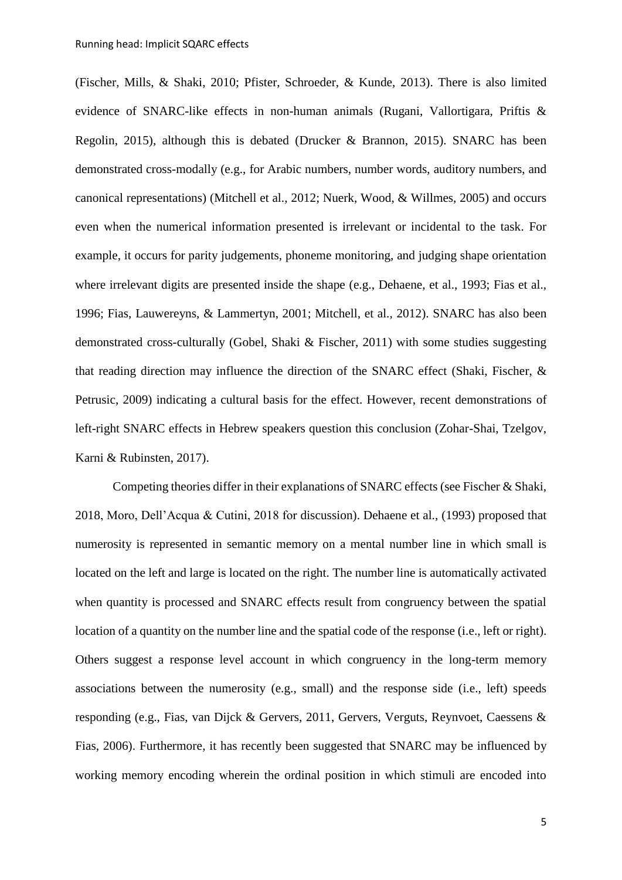(Fischer, Mills, & Shaki, 2010; Pfister, Schroeder, & Kunde, 2013). There is also limited evidence of SNARC-like effects in non-human animals (Rugani, Vallortigara, Priftis & Regolin, 2015), although this is debated (Drucker & Brannon, 2015). SNARC has been demonstrated cross-modally (e.g., for Arabic numbers, number words, auditory numbers, and canonical representations) (Mitchell et al., 2012; Nuerk, Wood, & Willmes, 2005) and occurs even when the numerical information presented is irrelevant or incidental to the task. For example, it occurs for parity judgements, phoneme monitoring, and judging shape orientation where irrelevant digits are presented inside the shape (e.g., Dehaene, et al., 1993; Fias et al., 1996; Fias, Lauwereyns, & Lammertyn, 2001; Mitchell, et al., 2012). SNARC has also been demonstrated cross-culturally (Gobel, Shaki & Fischer, 2011) with some studies suggesting that reading direction may influence the direction of the SNARC effect (Shaki, Fischer, & Petrusic, 2009) indicating a cultural basis for the effect. However, recent demonstrations of left-right SNARC effects in Hebrew speakers question this conclusion (Zohar-Shai, Tzelgov, Karni & Rubinsten, 2017).

Competing theories differ in their explanations of SNARC effects (see Fischer & Shaki, 2018, Moro, Dell'Acqua & Cutini, 2018 for discussion). Dehaene et al., (1993) proposed that numerosity is represented in semantic memory on a mental number line in which small is located on the left and large is located on the right. The number line is automatically activated when quantity is processed and SNARC effects result from congruency between the spatial location of a quantity on the number line and the spatial code of the response (i.e., left or right). Others suggest a response level account in which congruency in the long-term memory associations between the numerosity (e.g., small) and the response side (i.e., left) speeds responding (e.g., Fias, van Dijck & Gervers, 2011, Gervers, Verguts, Reynvoet, Caessens & Fias, 2006). Furthermore, it has recently been suggested that SNARC may be influenced by working memory encoding wherein the ordinal position in which stimuli are encoded into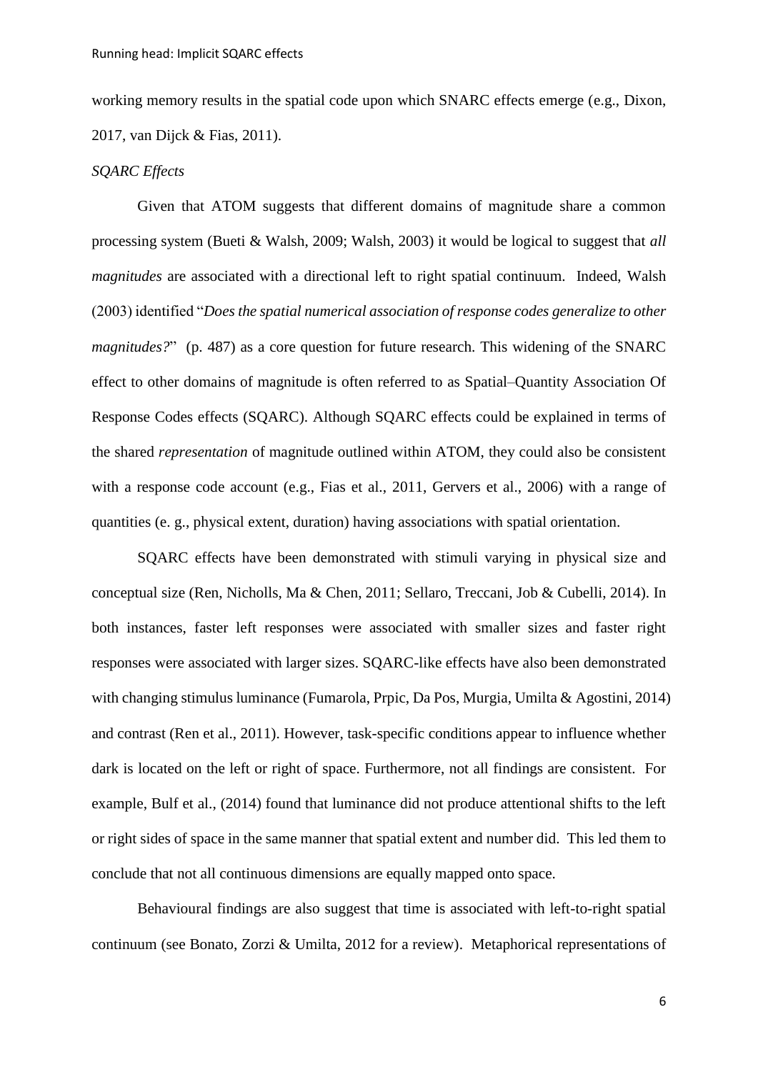working memory results in the spatial code upon which SNARC effects emerge (e.g., Dixon, 2017, van Dijck & Fias, 2011).

*SQARC Effects*

Given that ATOM suggests that different domains of magnitude share a common processing system (Bueti & Walsh, 2009; Walsh, 2003) it would be logical to suggest that *all magnitudes* are associated with a directional left to right spatial continuum. Indeed, Walsh (2003) identified "*Does the spatial numerical association of response codes generalize to other magnitudes?*" (p. 487) as a core question for future research. This widening of the SNARC effect to other domains of magnitude is often referred to as Spatial–Quantity Association Of Response Codes effects (SQARC). Although SQARC effects could be explained in terms of the shared *representation* of magnitude outlined within ATOM, they could also be consistent with a response code account (e.g., Fias et al., 2011, Gervers et al., 2006) with a range of quantities (e. g., physical extent, duration) having associations with spatial orientation.

SQARC effects have been demonstrated with stimuli varying in physical size and conceptual size (Ren, Nicholls, Ma & Chen, 2011; Sellaro, Treccani, Job & Cubelli, 2014). In both instances, faster left responses were associated with smaller sizes and faster right responses were associated with larger sizes. SQARC-like effects have also been demonstrated with changing stimulus luminance (Fumarola, Prpic, Da Pos, Murgia, Umilta & Agostini, 2014) and contrast (Ren et al., 2011). However, task-specific conditions appear to influence whether dark is located on the left or right of space. Furthermore, not all findings are consistent. For example, Bulf et al., (2014) found that luminance did not produce attentional shifts to the left or right sides of space in the same manner that spatial extent and number did. This led them to conclude that not all continuous dimensions are equally mapped onto space.

Behavioural findings are also suggest that time is associated with left-to-right spatial continuum (see Bonato, Zorzi & Umilta, 2012 for a review). Metaphorical representations of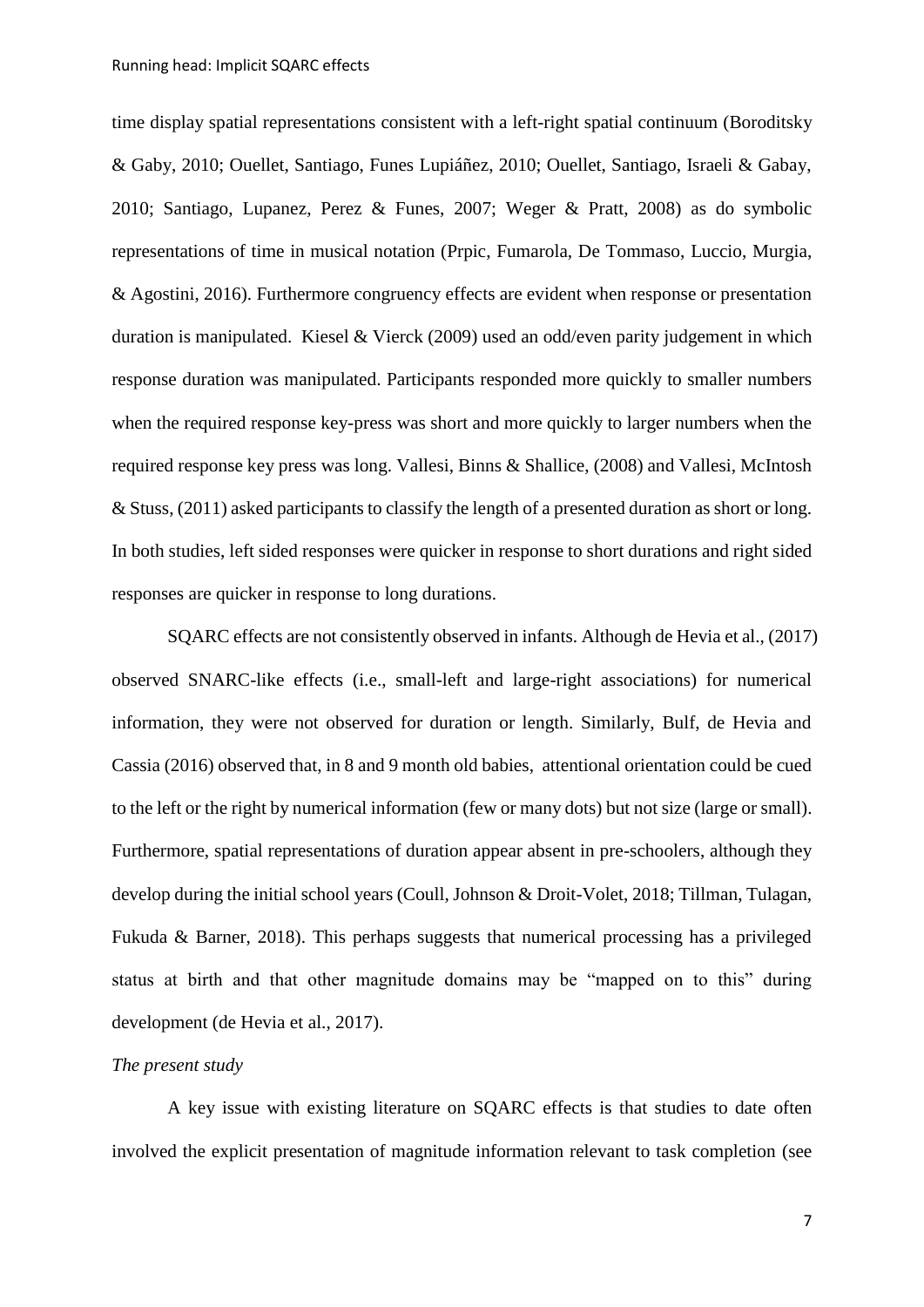time display spatial representations consistent with a left-right spatial continuum (Boroditsky & Gaby, 2010; Ouellet, Santiago, Funes Lupiáñez, 2010; Ouellet, Santiago, Israeli & Gabay, 2010; Santiago, Lupanez, Perez & Funes, 2007; Weger & Pratt, 2008) as do symbolic representations of time in musical notation (Prpic, Fumarola, De Tommaso, Luccio, Murgia, & Agostini, 2016). Furthermore congruency effects are evident when response or presentation duration is manipulated. Kiesel & Vierck (2009) used an odd/even parity judgement in which response duration was manipulated. Participants responded more quickly to smaller numbers when the required response key-press was short and more quickly to larger numbers when the required response key press was long. Vallesi, Binns & Shallice, (2008) and Vallesi, McIntosh & Stuss, (2011) asked participants to classify the length of a presented duration as short or long. In both studies, left sided responses were quicker in response to short durations and right sided responses are quicker in response to long durations.

SQARC effects are not consistently observed in infants. Although de Hevia et al., (2017) observed SNARC-like effects (i.e., small-left and large-right associations) for numerical information, they were not observed for duration or length. Similarly, Bulf, de Hevia and Cassia (2016) observed that, in 8 and 9 month old babies, attentional orientation could be cued to the left or the right by numerical information (few or many dots) but not size (large or small). Furthermore, spatial representations of duration appear absent in pre-schoolers, although they develop during the initial school years (Coull, Johnson & Droit-Volet, 2018; Tillman, Tulagan, Fukuda & Barner, 2018). This perhaps suggests that numerical processing has a privileged status at birth and that other magnitude domains may be "mapped on to this" during development (de Hevia et al., 2017).

*The present study*

A key issue with existing literature on SQARC effects is that studies to date often involved the explicit presentation of magnitude information relevant to task completion (see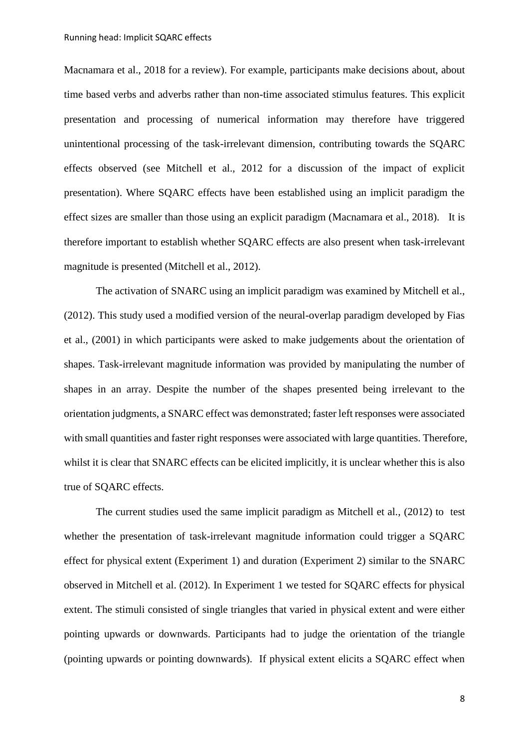Macnamara et al., 2018 for a review). For example, participants make decisions about, about time based verbs and adverbs rather than non-time associated stimulus features. This explicit presentation and processing of numerical information may therefore have triggered unintentional processing of the task-irrelevant dimension, contributing towards the SQARC effects observed (see Mitchell et al., 2012 for a discussion of the impact of explicit presentation). Where SQARC effects have been established using an implicit paradigm the effect sizes are smaller than those using an explicit paradigm (Macnamara et al., 2018). It is therefore important to establish whether SQARC effects are also present when task-irrelevant magnitude is presented (Mitchell et al., 2012).

The activation of SNARC using an implicit paradigm was examined by Mitchell et al., (2012). This study used a modified version of the neural-overlap paradigm developed by Fias et al., (2001) in which participants were asked to make judgements about the orientation of shapes. Task-irrelevant magnitude information was provided by manipulating the number of shapes in an array. Despite the number of the shapes presented being irrelevant to the orientation judgments, a SNARC effect was demonstrated; faster left responses were associated with small quantities and faster right responses were associated with large quantities. Therefore, whilst it is clear that SNARC effects can be elicited implicitly, it is unclear whether this is also true of SQARC effects.

The current studies used the same implicit paradigm as Mitchell et al., (2012) to test whether the presentation of task-irrelevant magnitude information could trigger a SQARC effect for physical extent (Experiment 1) and duration (Experiment 2) similar to the SNARC observed in Mitchell et al. (2012). In Experiment 1 we tested for SQARC effects for physical extent. The stimuli consisted of single triangles that varied in physical extent and were either pointing upwards or downwards. Participants had to judge the orientation of the triangle (pointing upwards or pointing downwards). If physical extent elicits a SQARC effect when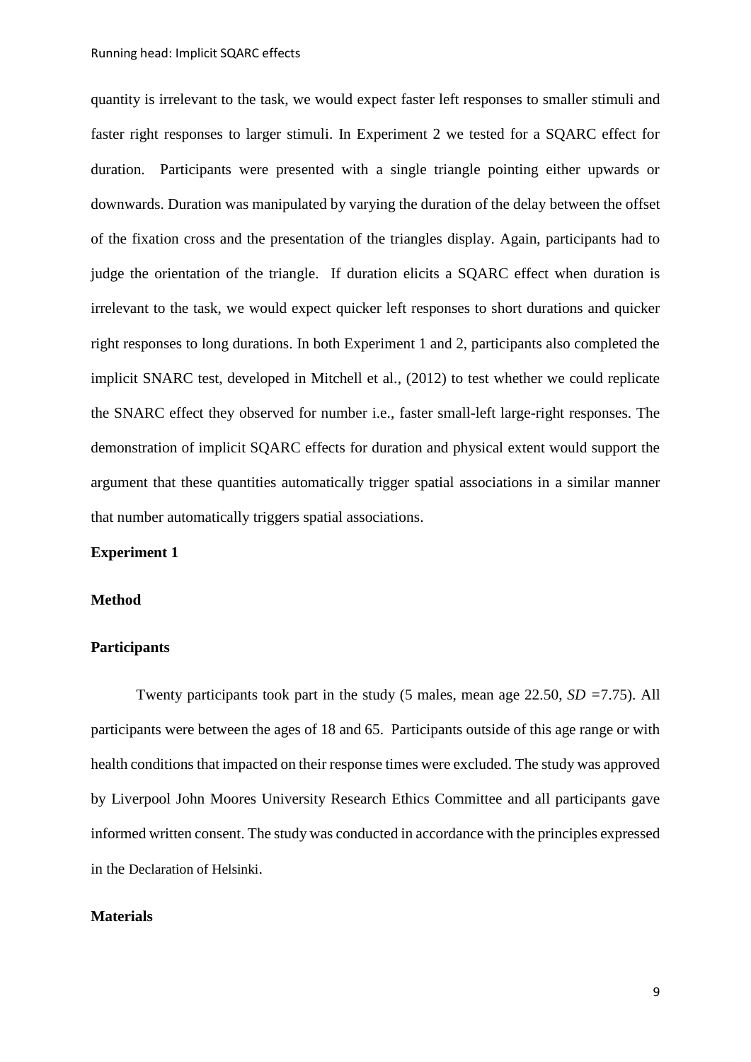quantity is irrelevant to the task, we would expect faster left responses to smaller stimuli and faster right responses to larger stimuli. In Experiment 2 we tested for a SQARC effect for duration. Participants were presented with a single triangle pointing either upwards or downwards. Duration was manipulated by varying the duration of the delay between the offset of the fixation cross and the presentation of the triangles display. Again, participants had to judge the orientation of the triangle. If duration elicits a SQARC effect when duration is irrelevant to the task, we would expect quicker left responses to short durations and quicker right responses to long durations. In both Experiment 1 and 2, participants also completed the implicit SNARC test, developed in Mitchell et al., (2012) to test whether we could replicate the SNARC effect they observed for number i.e., faster small-left large-right responses. The demonstration of implicit SQARC effects for duration and physical extent would support the argument that these quantities automatically trigger spatial associations in a similar manner that number automatically triggers spatial associations.

## Experiment 1

### Method

### Participants

Twenty participants took part in the study (5 males, mean age 22.50, *SD* =7.75). All participants were between the ages of 18 and 65. Participants outside of this age range or with health conditions that impacted on their response times were excluded. The study was approved by Liverpool John Moores University Research Ethics Committee and all participants gave informed written consent. The study was conducted in accordance with the principles expressed in the Declaration of Helsinki.

### Materials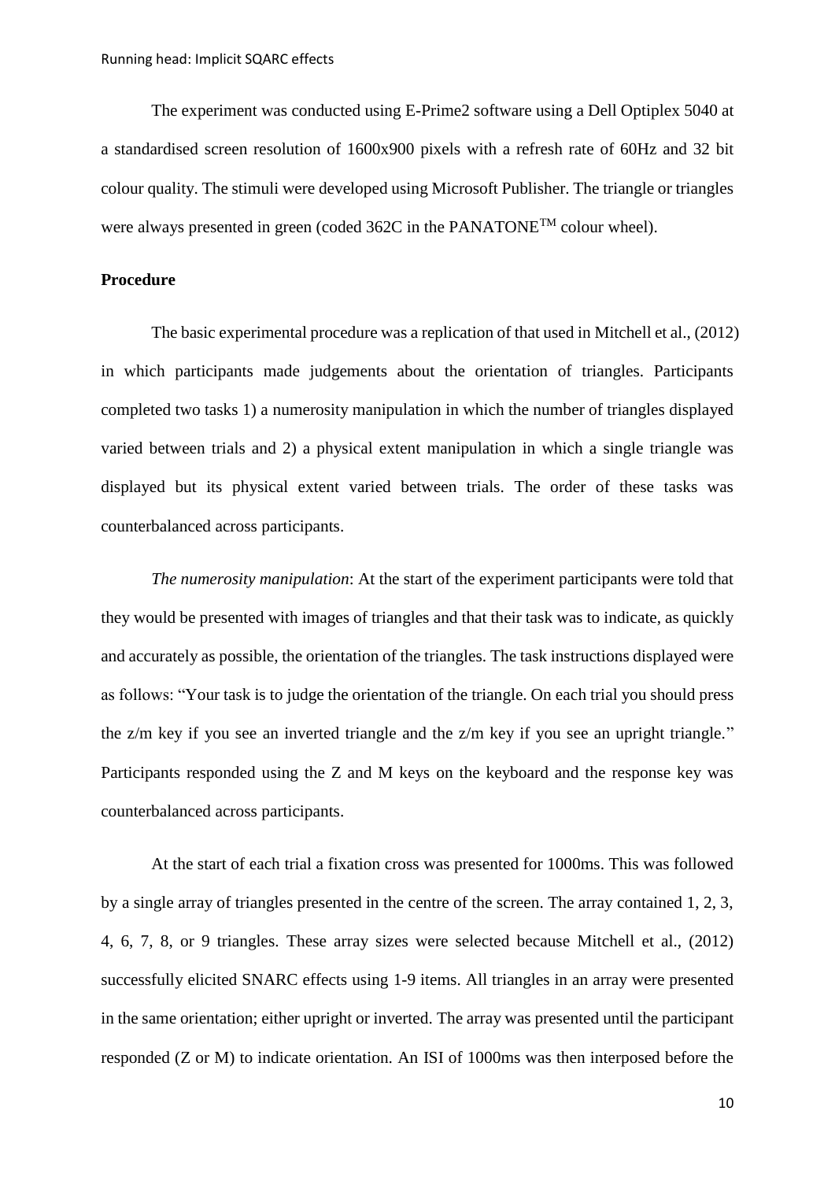The experiment was conducted using E-Prime2 software using a Dell Optiplex 5040 at a standardised screen resolution of 1600x900 pixels with a refresh rate of 60Hz and 32 bit colour quality. The stimuli were developed using Microsoft Publisher. The triangle or triangles were always presented in green (coded 362C in the PANATONE$^{TM}$ colour wheel).

**Procedure**

The basic experimental procedure was a replication of that used in Mitchell et al., (2012) in which participants made judgements about the orientation of triangles. Participants completed two tasks 1) a numerosity manipulation in which the number of triangles displayed varied between trials and 2) a physical extent manipulation in which a single triangle was displayed but its physical extent varied between trials. The order of these tasks was counterbalanced across participants.

*The numerosity manipulation*: At the start of the experiment participants were told that they would be presented with images of triangles and that their task was to indicate, as quickly and accurately as possible, the orientation of the triangles. The task instructions displayed were as follows: "Your task is to judge the orientation of the triangle. On each trial you should press the z/m key if you see an inverted triangle and the z/m key if you see an upright triangle." Participants responded using the Z and M keys on the keyboard and the response key was counterbalanced across participants.

At the start of each trial a fixation cross was presented for 1000ms. This was followed by a single array of triangles presented in the centre of the screen. The array contained 1, 2, 3, 4, 6, 7, 8, or 9 triangles. These array sizes were selected because Mitchell et al., (2012) successfully elicited SNARC effects using 1-9 items. All triangles in an array were presented in the same orientation; either upright or inverted. The array was presented until the participant responded (Z or M) to indicate orientation. An ISI of 1000ms was then interposed before the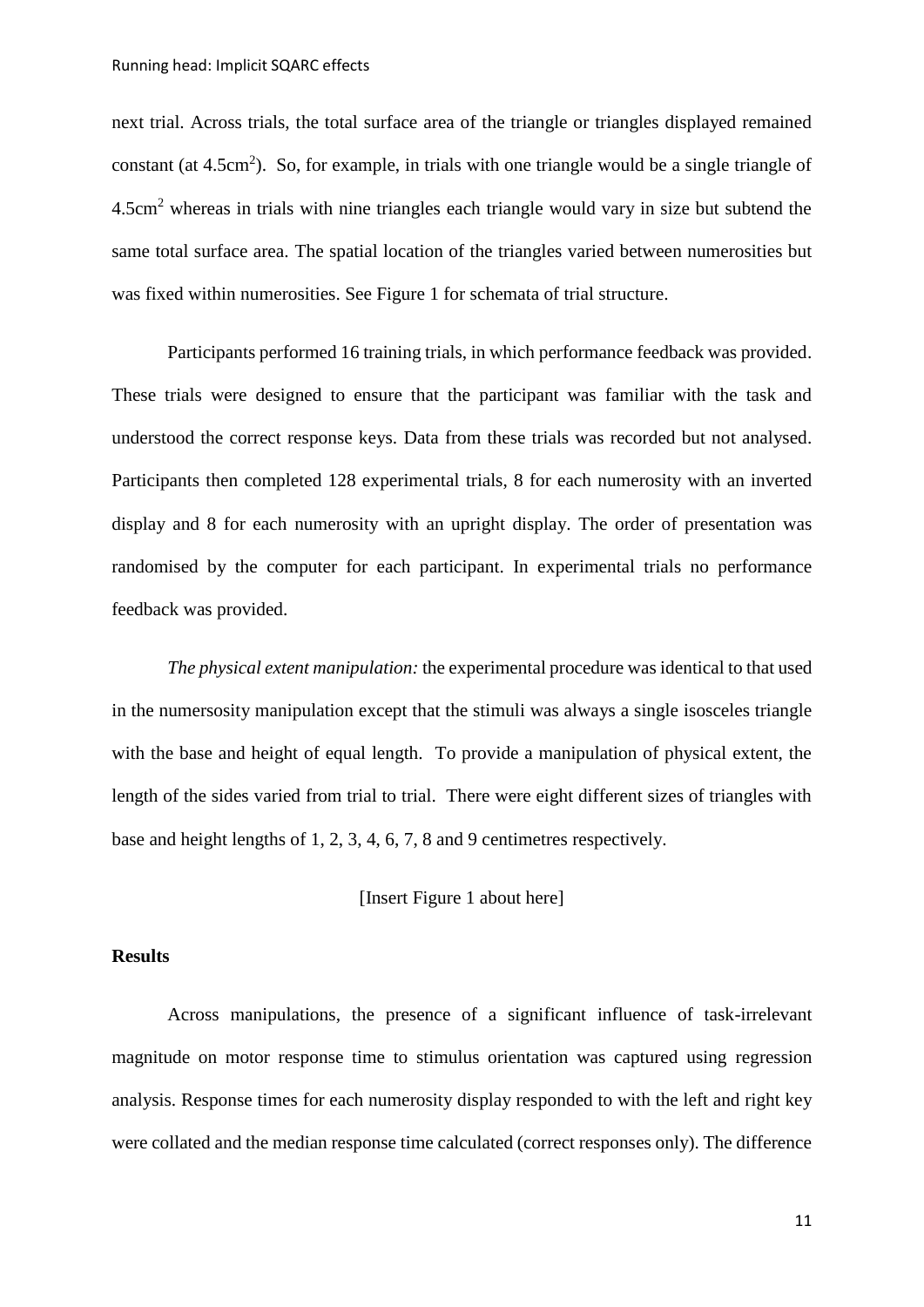next trial. Across trials, the total surface area of the triangle or triangles displayed remained constant (at $4.5cm^2$). So, for example, in trials with one triangle would be a single triangle of $4.5cm^2$ whereas in trials with nine triangles each triangle would vary in size but subtend the same total surface area. The spatial location of the triangles varied between numerosities but was fixed within numerosities. See Figure 1 for schemata of trial structure.

Participants performed 16 training trials, in which performance feedback was provided. These trials were designed to ensure that the participant was familiar with the task and understood the correct response keys. Data from these trials was recorded but not analysed. Participants then completed 128 experimental trials, 8 for each numerosity with an inverted display and 8 for each numerosity with an upright display. The order of presentation was randomised by the computer for each participant. In experimental trials no performance feedback was provided.

*The physical extent manipulation:* the experimental procedure was identical to that used in the numersosity manipulation except that the stimuli was always a single isosceles triangle with the base and height of equal length. To provide a manipulation of physical extent, the length of the sides varied from trial to trial. There were eight different sizes of triangles with base and height lengths of 1, 2, 3, 4, 6, 7, 8 and 9 centimetres respectively.

[Insert Figure 1 about here]

**Results**

Across manipulations, the presence of a significant influence of task-irrelevant magnitude on motor response time to stimulus orientation was captured using regression analysis. Response times for each numerosity display responded to with the left and right key were collated and the median response time calculated (correct responses only). The difference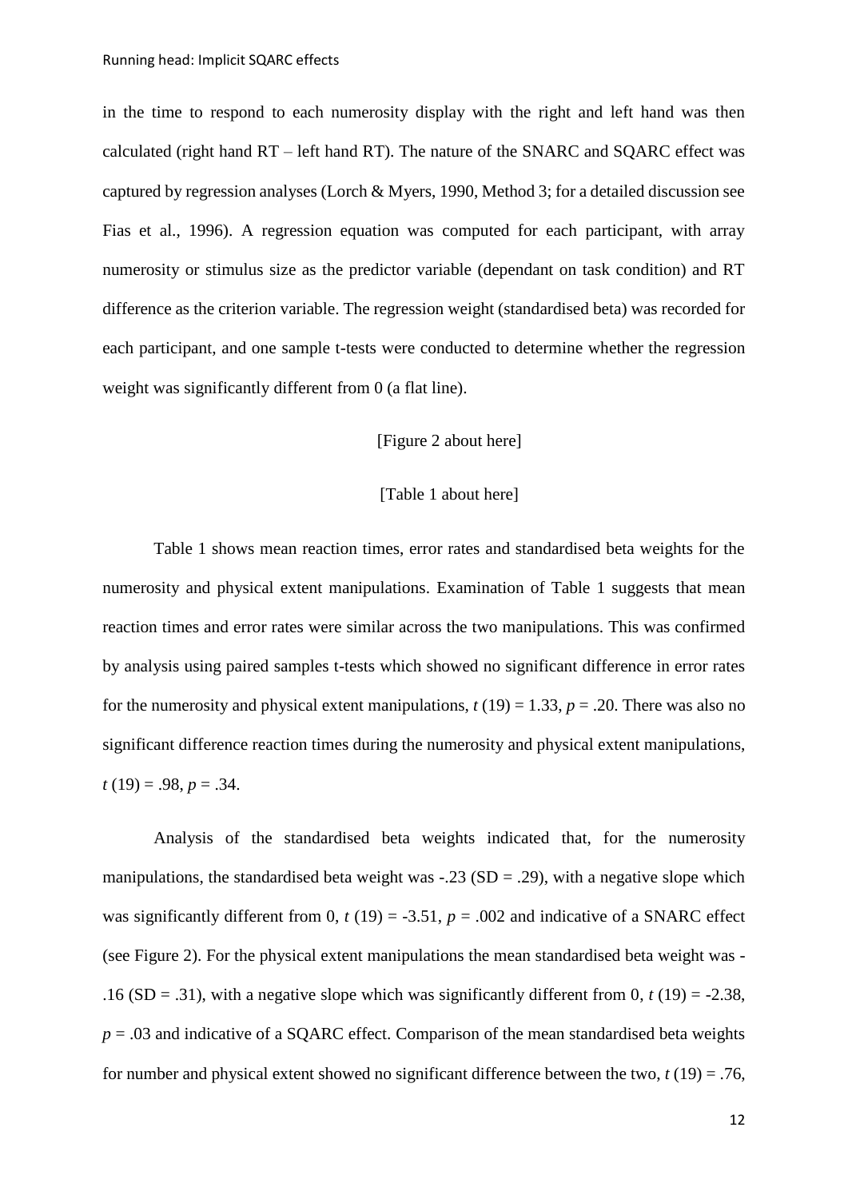in the time to respond to each numerosity display with the right and left hand was then calculated (right hand RT – left hand RT). The nature of the SNARC and SQARC effect was captured by regression analyses (Lorch & Myers, 1990, Method 3; for a detailed discussion see Fias et al., 1996). A regression equation was computed for each participant, with array numerosity or stimulus size as the predictor variable (dependant on task condition) and RT difference as the criterion variable. The regression weight (standardised beta) was recorded for each participant, and one sample t-tests were conducted to determine whether the regression weight was significantly different from 0 (a flat line).

[Figure 2 about here]

[Table 1 about here]

Table 1 shows mean reaction times, error rates and standardised beta weights for the numerosity and physical extent manipulations. Examination of Table 1 suggests that mean reaction times and error rates were similar across the two manipulations. This was confirmed by analysis using paired samples t-tests which showed no significant difference in error rates for the numerosity and physical extent manipulations, $t$ (19) = 1.33, $p$ = .20. There was also no significant difference reaction times during the numerosity and physical extent manipulations, $t$ (19) = .98, $p$ = .34.

Analysis of the standardised beta weights indicated that, for the numerosity manipulations, the standardised beta weight was -.23 (SD = .29), with a negative slope which was significantly different from 0, $t$ (19) = -3.51, $p$ = .002 and indicative of a SNARC effect (see Figure 2). For the physical extent manipulations the mean standardised beta weight was -.16 (SD = .31), with a negative slope which was significantly different from 0, $t$ (19) = -2.38, $p$ = .03 and indicative of a SQARC effect. Comparison of the mean standardised beta weights for number and physical extent showed no significant difference between the two, $t$ (19) = .76,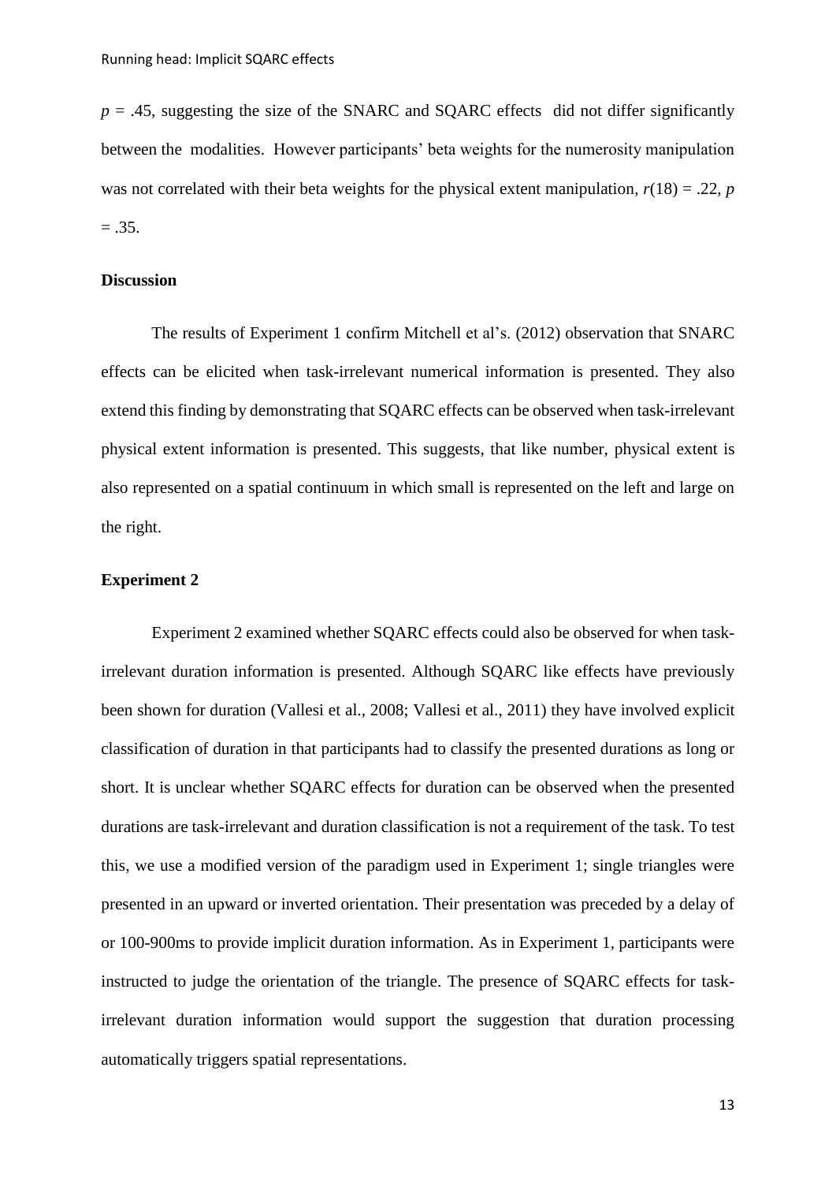$p$ = .45, suggesting the size of the SNARC and SQARC effects did not differ significantly between the modalities. However participants' beta weights for the numerosity manipulation was not correlated with their beta weights for the physical extent manipulation, $r(18) = .22$, $p = .35$.

**Discussion**

The results of Experiment 1 confirm Mitchell et al's. (2012) observation that SNARC effects can be elicited when task-irrelevant numerical information is presented. They also extend this finding by demonstrating that SQARC effects can be observed when task-irrelevant physical extent information is presented. This suggests, that like number, physical extent is also represented on a spatial continuum in which small is represented on the left and large on the right.

**Experiment 2**

Experiment 2 examined whether SQARC effects could also be observed for when task-irrelevant duration information is presented. Although SQARC like effects have previously been shown for duration (Vallesi et al., 2008; Vallesi et al., 2011) they have involved explicit classification of duration in that participants had to classify the presented durations as long or short. It is unclear whether SQARC effects for duration can be observed when the presented durations are task-irrelevant and duration classification is not a requirement of the task. To test this, we use a modified version of the paradigm used in Experiment 1; single triangles were presented in an upward or inverted orientation. Their presentation was preceded by a delay of or 100-900ms to provide implicit duration information. As in Experiment 1, participants were instructed to judge the orientation of the triangle. The presence of SQARC effects for task-irrelevant duration information would support the suggestion that duration processing automatically triggers spatial representations.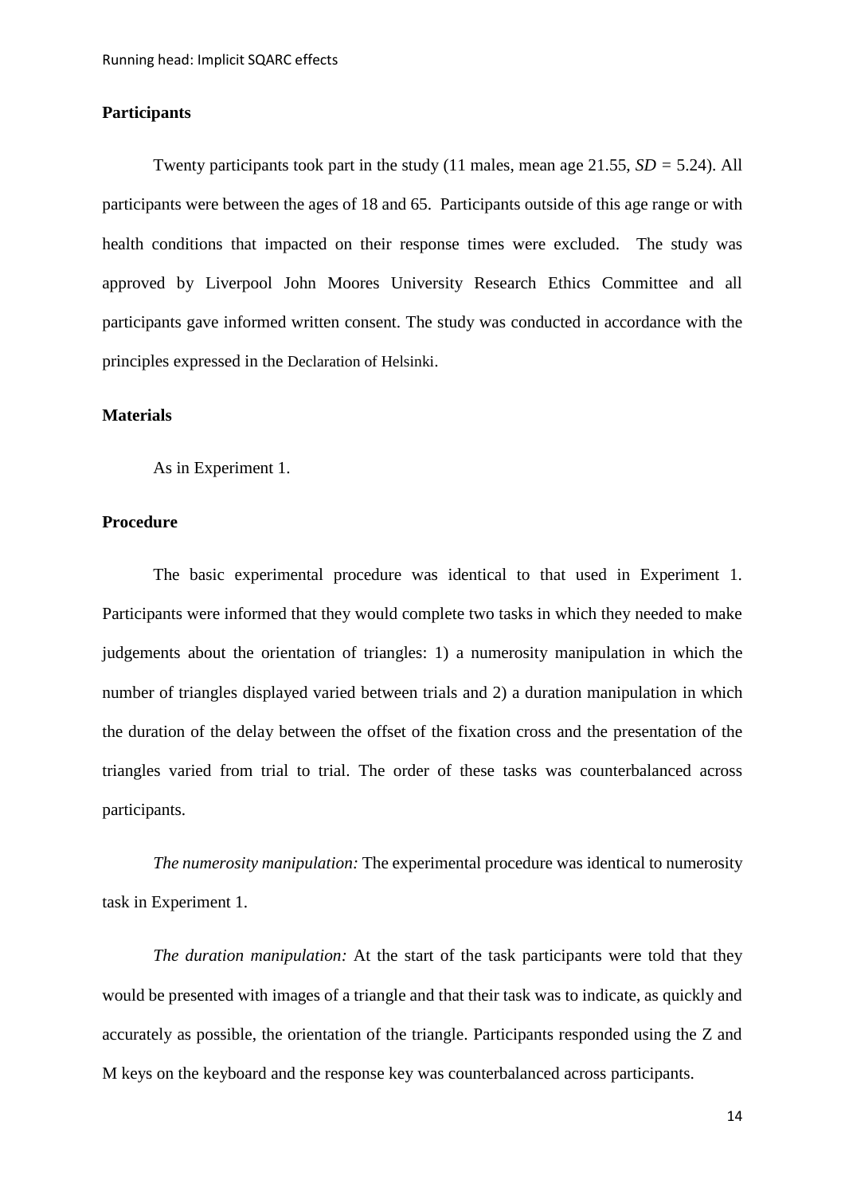**Participants**

Twenty participants took part in the study (11 males, mean age 21.55, *SD* = 5.24). All participants were between the ages of 18 and 65. Participants outside of this age range or with health conditions that impacted on their response times were excluded. The study was approved by Liverpool John Moores University Research Ethics Committee and all participants gave informed written consent. The study was conducted in accordance with the principles expressed in the Declaration of Helsinki.

**Materials**

As in Experiment 1.

**Procedure**

The basic experimental procedure was identical to that used in Experiment 1. Participants were informed that they would complete two tasks in which they needed to make judgements about the orientation of triangles: 1) a numerosity manipulation in which the number of triangles displayed varied between trials and 2) a duration manipulation in which the duration of the delay between the offset of the fixation cross and the presentation of the triangles varied from trial to trial. The order of these tasks was counterbalanced across participants.

*The numerosity manipulation:* The experimental procedure was identical to numerosity task in Experiment 1.

*The duration manipulation:* At the start of the task participants were told that they would be presented with images of a triangle and that their task was to indicate, as quickly and accurately as possible, the orientation of the triangle. Participants responded using the Z and M keys on the keyboard and the response key was counterbalanced across participants.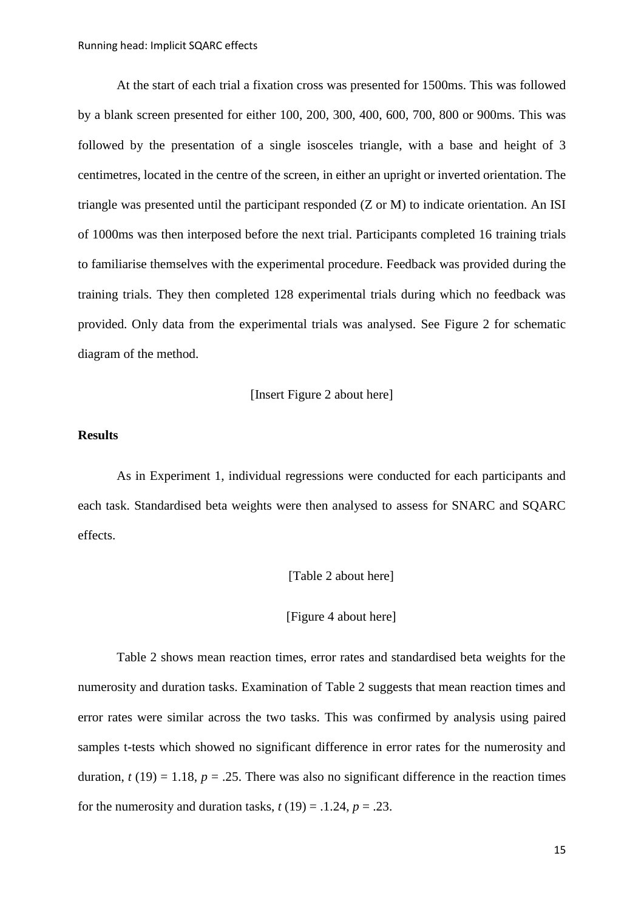At the start of each trial a fixation cross was presented for 1500ms. This was followed by a blank screen presented for either 100, 200, 300, 400, 600, 700, 800 or 900ms. This was followed by the presentation of a single isosceles triangle, with a base and height of 3 centimetres, located in the centre of the screen, in either an upright or inverted orientation. The triangle was presented until the participant responded (Z or M) to indicate orientation. An ISI of 1000ms was then interposed before the next trial. Participants completed 16 training trials to familiarise themselves with the experimental procedure. Feedback was provided during the training trials. They then completed 128 experimental trials during which no feedback was provided. Only data from the experimental trials was analysed. See Figure 2 for schematic diagram of the method.

[Insert Figure 2 about here]

**Results**

As in Experiment 1, individual regressions were conducted for each participants and each task. Standardised beta weights were then analysed to assess for SNARC and SQARC effects.

[Table 2 about here]

[Figure 4 about here]

Table 2 shows mean reaction times, error rates and standardised beta weights for the numerosity and duration tasks. Examination of Table 2 suggests that mean reaction times and error rates were similar across the two tasks. This was confirmed by analysis using paired samples t-tests which showed no significant difference in error rates for the numerosity and duration, $t$ (19) = 1.18, $p$ = .25. There was also no significant difference in the reaction times for the numerosity and duration tasks, $t$ (19) = .1.24, $p$ = .23.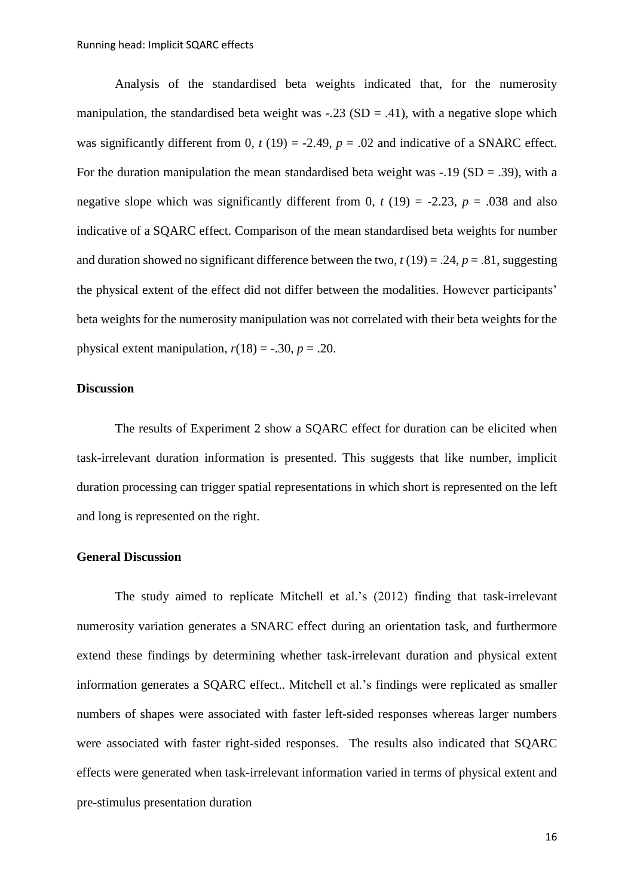Analysis of the standardised beta weights indicated that, for the numerosity manipulation, the standardised beta weight was -.23 (SD = .41), with a negative slope which was significantly different from 0, $t$ (19) = -2.49, $p$ = .02 and indicative of a SNARC effect. For the duration manipulation the mean standardised beta weight was -.19 (SD = .39), with a negative slope which was significantly different from 0, $t$ (19) = -2.23, $p$ = .038 and also indicative of a SQARC effect. Comparison of the mean standardised beta weights for number and duration showed no significant difference between the two, $t$ (19) = .24, $p$ = .81, suggesting the physical extent of the effect did not differ between the modalities. However participants' beta weights for the numerosity manipulation was not correlated with their beta weights for the physical extent manipulation, $r$(18) = -.30, $p$ = .20.

### Discussion

The results of Experiment 2 show a SQARC effect for duration can be elicited when task-irrelevant duration information is presented. This suggests that like number, implicit duration processing can trigger spatial representations in which short is represented on the left and long is represented on the right.

### General Discussion

The study aimed to replicate Mitchell et al.'s (2012) finding that task-irrelevant numerosity variation generates a SNARC effect during an orientation task, and furthermore extend these findings by determining whether task-irrelevant duration and physical extent information generates a SQARC effect.. Mitchell et al.'s findings were replicated as smaller numbers of shapes were associated with faster left-sided responses whereas larger numbers were associated with faster right-sided responses. The results also indicated that SQARC effects were generated when task-irrelevant information varied in terms of physical extent and pre-stimulus presentation duration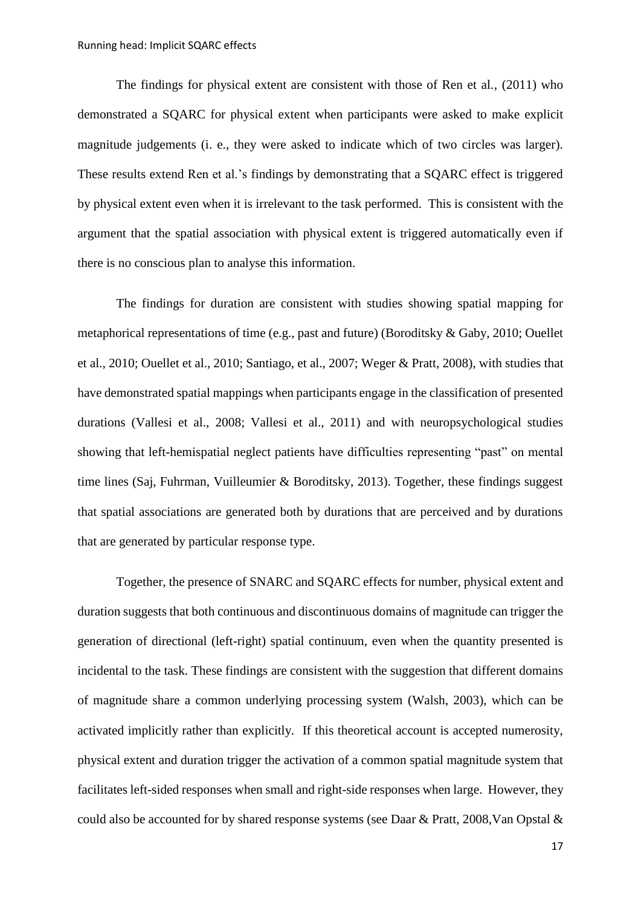The findings for physical extent are consistent with those of Ren et al., (2011) who demonstrated a SQARC for physical extent when participants were asked to make explicit magnitude judgements (i. e., they were asked to indicate which of two circles was larger). These results extend Ren et al.'s findings by demonstrating that a SQARC effect is triggered by physical extent even when it is irrelevant to the task performed. This is consistent with the argument that the spatial association with physical extent is triggered automatically even if there is no conscious plan to analyse this information.

The findings for duration are consistent with studies showing spatial mapping for metaphorical representations of time (e.g., past and future) (Boroditsky & Gaby, 2010; Ouellet et al., 2010; Ouellet et al., 2010; Santiago, et al., 2007; Weger & Pratt, 2008), with studies that have demonstrated spatial mappings when participants engage in the classification of presented durations (Vallesi et al., 2008; Vallesi et al., 2011) and with neuropsychological studies showing that left-hemispatial neglect patients have difficulties representing "past" on mental time lines (Saj, Fuhrman, Vuilleumier & Boroditsky, 2013). Together, these findings suggest that spatial associations are generated both by durations that are perceived and by durations that are generated by particular response type.

Together, the presence of SNARC and SQARC effects for number, physical extent and duration suggests that both continuous and discontinuous domains of magnitude can trigger the generation of directional (left-right) spatial continuum, even when the quantity presented is incidental to the task. These findings are consistent with the suggestion that different domains of magnitude share a common underlying processing system (Walsh, 2003), which can be activated implicitly rather than explicitly. If this theoretical account is accepted numerosity, physical extent and duration trigger the activation of a common spatial magnitude system that facilitates left-sided responses when small and right-side responses when large. However, they could also be accounted for by shared response systems (see Daar & Pratt, 2008,Van Opstal &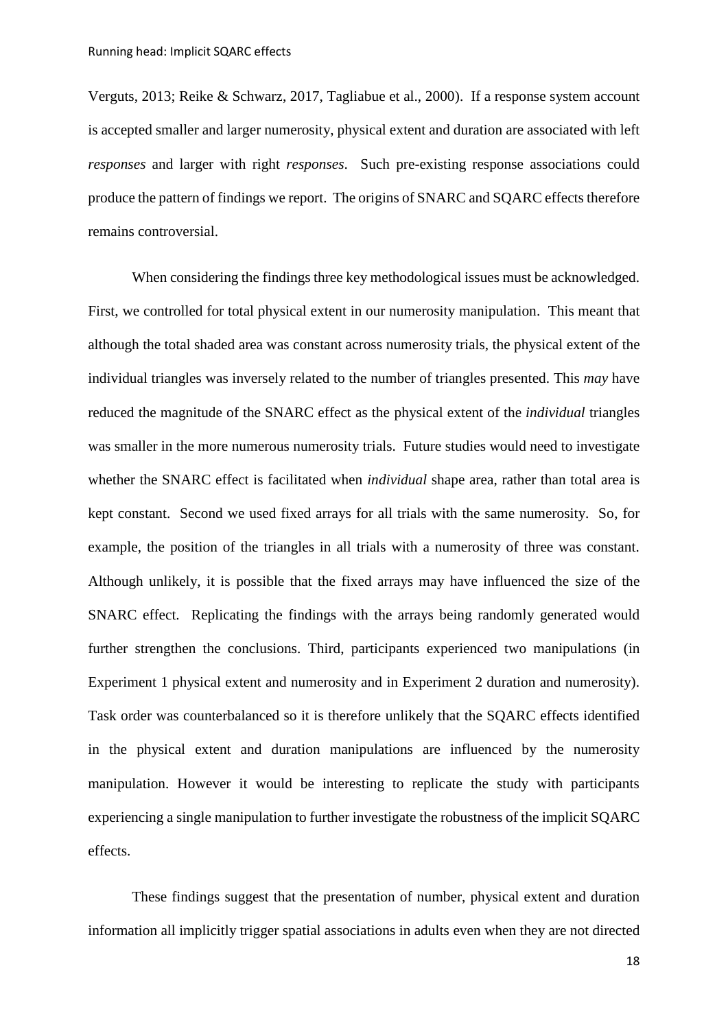Verguts, 2013; Reike & Schwarz, 2017, Tagliabue et al., 2000). If a response system account is accepted smaller and larger numerosity, physical extent and duration are associated with left *responses* and larger with right *responses*. Such pre-existing response associations could produce the pattern of findings we report. The origins of SNARC and SQARC effects therefore remains controversial.

When considering the findings three key methodological issues must be acknowledged. First, we controlled for total physical extent in our numerosity manipulation. This meant that although the total shaded area was constant across numerosity trials, the physical extent of the individual triangles was inversely related to the number of triangles presented. This *may* have reduced the magnitude of the SNARC effect as the physical extent of the *individual* triangles was smaller in the more numerous numerosity trials. Future studies would need to investigate whether the SNARC effect is facilitated when *individual* shape area, rather than total area is kept constant. Second we used fixed arrays for all trials with the same numerosity. So, for example, the position of the triangles in all trials with a numerosity of three was constant. Although unlikely, it is possible that the fixed arrays may have influenced the size of the SNARC effect. Replicating the findings with the arrays being randomly generated would further strengthen the conclusions. Third, participants experienced two manipulations (in Experiment 1 physical extent and numerosity and in Experiment 2 duration and numerosity). Task order was counterbalanced so it is therefore unlikely that the SQARC effects identified in the physical extent and duration manipulations are influenced by the numerosity manipulation. However it would be interesting to replicate the study with participants experiencing a single manipulation to further investigate the robustness of the implicit SQARC effects.

These findings suggest that the presentation of number, physical extent and duration information all implicitly trigger spatial associations in adults even when they are not directed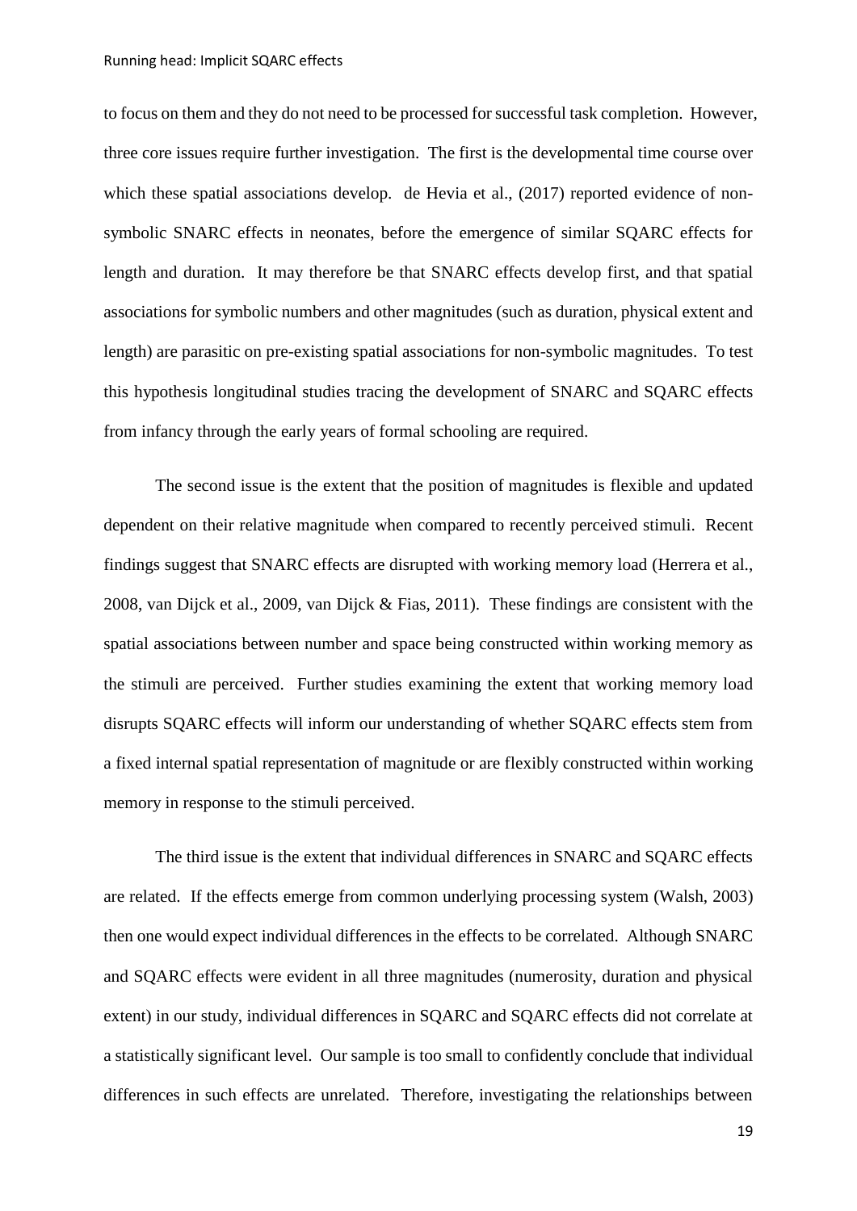to focus on them and they do not need to be processed for successful task completion. However, three core issues require further investigation. The first is the developmental time course over which these spatial associations develop. de Hevia et al., (2017) reported evidence of non-symbolic SNARC effects in neonates, before the emergence of similar SQARC effects for length and duration. It may therefore be that SNARC effects develop first, and that spatial associations for symbolic numbers and other magnitudes (such as duration, physical extent and length) are parasitic on pre-existing spatial associations for non-symbolic magnitudes. To test this hypothesis longitudinal studies tracing the development of SNARC and SQARC effects from infancy through the early years of formal schooling are required.

The second issue is the extent that the position of magnitudes is flexible and updated dependent on their relative magnitude when compared to recently perceived stimuli. Recent findings suggest that SNARC effects are disrupted with working memory load (Herrera et al., 2008, van Dijck et al., 2009, van Dijck & Fias, 2011). These findings are consistent with the spatial associations between number and space being constructed within working memory as the stimuli are perceived. Further studies examining the extent that working memory load disrupts SQARC effects will inform our understanding of whether SQARC effects stem from a fixed internal spatial representation of magnitude or are flexibly constructed within working memory in response to the stimuli perceived.

The third issue is the extent that individual differences in SNARC and SQARC effects are related. If the effects emerge from common underlying processing system (Walsh, 2003) then one would expect individual differences in the effects to be correlated. Although SNARC and SQARC effects were evident in all three magnitudes (numerosity, duration and physical extent) in our study, individual differences in SQARC and SQARC effects did not correlate at a statistically significant level. Our sample is too small to confidently conclude that individual differences in such effects are unrelated. Therefore, investigating the relationships between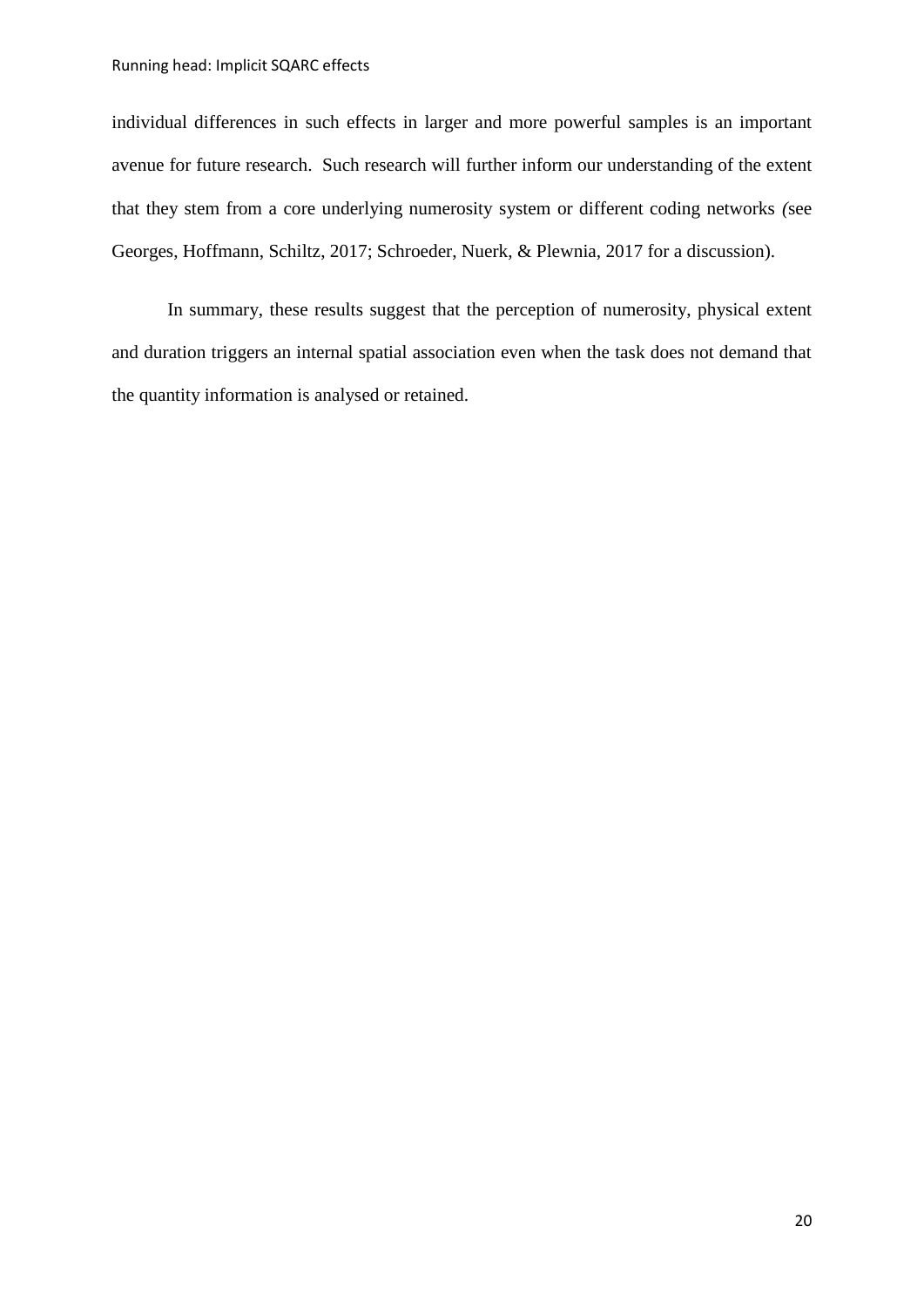individual differences in such effects in larger and more powerful samples is an important avenue for future research. Such research will further inform our understanding of the extent that they stem from a core underlying numerosity system or different coding networks *(*see Georges, Hoffmann, Schiltz, 2017; Schroeder, Nuerk, & Plewnia, 2017 for a discussion).

In summary, these results suggest that the perception of numerosity, physical extent and duration triggers an internal spatial association even when the task does not demand that the quantity information is analysed or retained.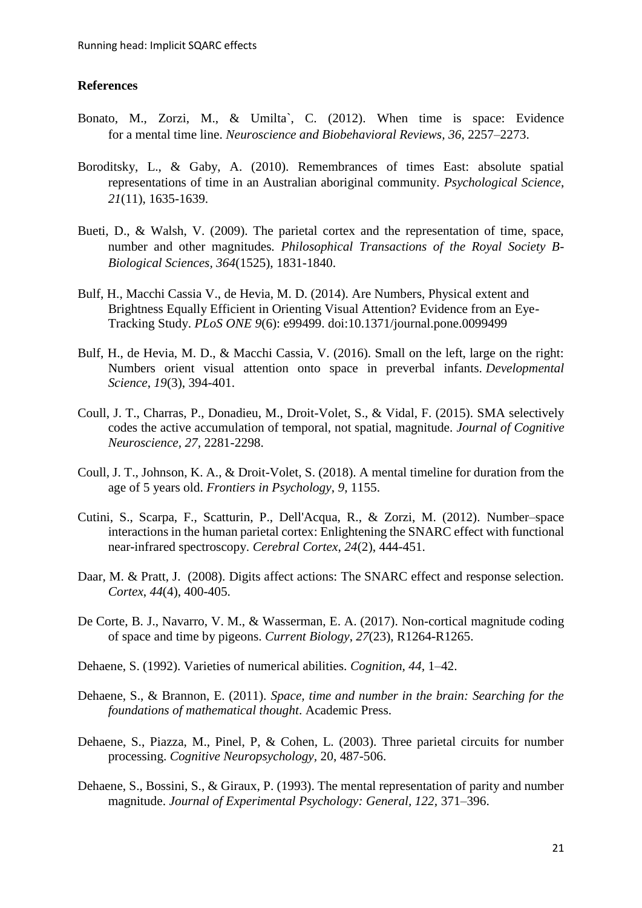## References

Bonato, M., Zorzi, M., & Umilta`, C. (2012). When time is space: Evidence for a mental time line. *Neuroscience and Biobehavioral Reviews, 36*, 2257–2273.

Boroditsky, L., & Gaby, A. (2010). Remembrances of times East: absolute spatial representations of time in an Australian aboriginal community. *Psychological Science, 21*(11), 1635-1639.

Bueti, D., & Walsh, V. (2009). The parietal cortex and the representation of time, space, number and other magnitudes. *Philosophical Transactions of the Royal Society B-Biological Sciences, 364*(1525), 1831-1840.

Bulf, H., Macchi Cassia V., de Hevia, M. D. (2014). Are Numbers, Physical extent and Brightness Equally Efficient in Orienting Visual Attention? Evidence from an Eye-Tracking Study. *PLoS ONE 9*(6): e99499. doi:10.1371/journal.pone.0099499

Bulf, H., de Hevia, M. D., & Macchi Cassia, V. (2016). Small on the left, large on the right: Numbers orient visual attention onto space in preverbal infants. *Developmental Science, 19*(3), 394-401.

Coull, J. T., Charras, P., Donadieu, M., Droit-Volet, S., & Vidal, F. (2015). SMA selectively codes the active accumulation of temporal, not spatial, magnitude. *Journal of Cognitive Neuroscience, 27,* 2281-2298.

Coull, J. T., Johnson, K. A., & Droit-Volet, S. (2018). A mental timeline for duration from the age of 5 years old. *Frontiers in Psychology, 9*, 1155.

Cutini, S., Scarpa, F., Scatturin, P., Dell'Acqua, R., & Zorzi, M. (2012). Number–space interactions in the human parietal cortex: Enlightening the SNARC effect with functional near-infrared spectroscopy. *Cerebral Cortex, 24*(2), 444-451.

Daar, M. & Pratt, J. (2008). Digits affect actions: The SNARC effect and response selection. *Cortex, 44*(4), 400-405.

De Corte, B. J., Navarro, V. M., & Wasserman, E. A. (2017). Non-cortical magnitude coding of space and time by pigeons. *Current Biology, 27*(23), R1264-R1265.

Dehaene, S. (1992). Varieties of numerical abilities. *Cognition, 44,* 1–42.

Dehaene, S., & Brannon, E. (2011). *Space, time and number in the brain: Searching for the foundations of mathematical thought*. Academic Press.

Dehaene, S., Piazza, M., Pinel, P, & Cohen, L. (2003). Three parietal circuits for number processing. *Cognitive Neuropsychology,* 20, 487-506.

Dehaene, S., Bossini, S., & Giraux, P. (1993). The mental representation of parity and number magnitude. *Journal of Experimental Psychology: General, 122,* 371–396.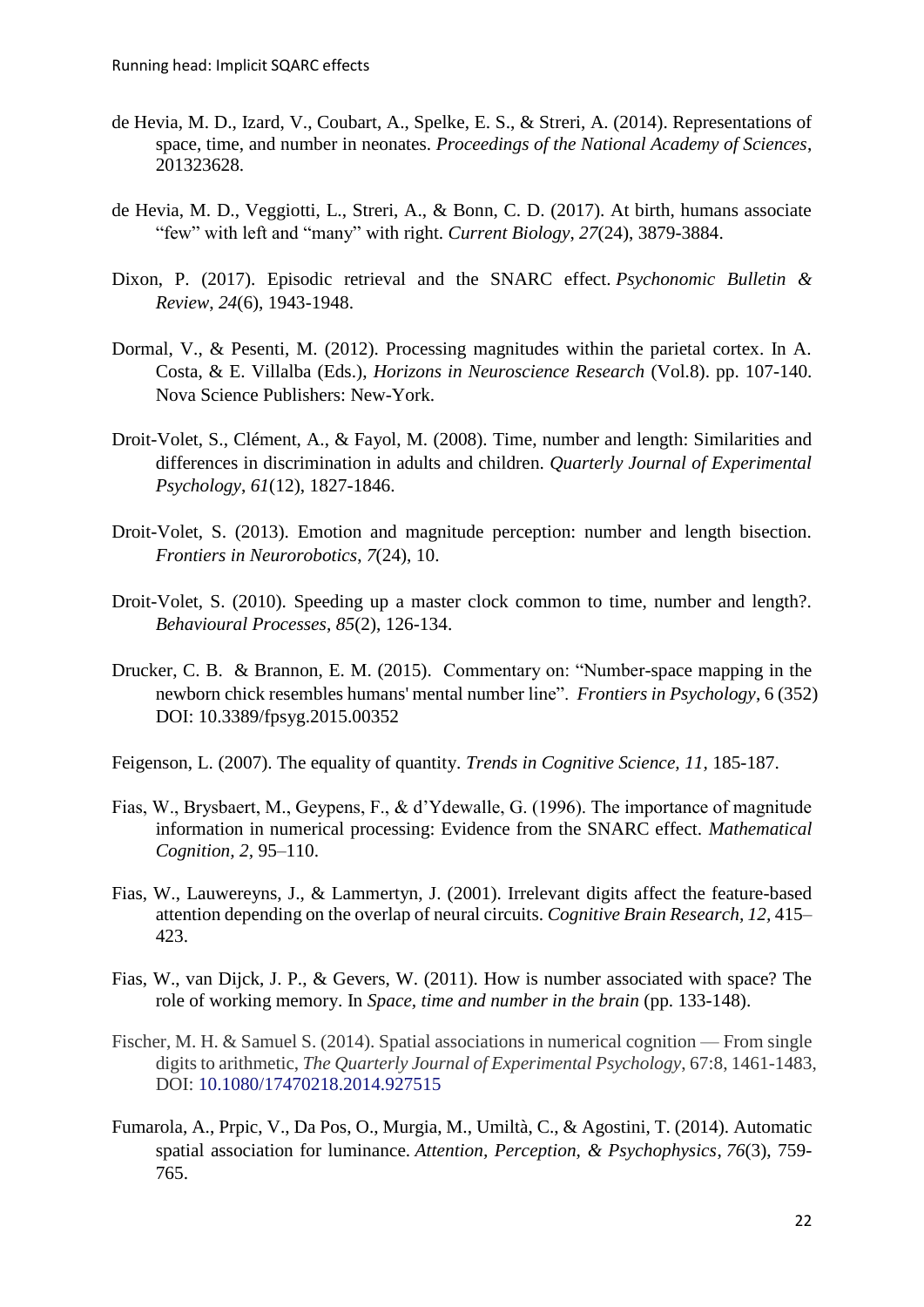de Hevia, M. D., Izard, V., Coubart, A., Spelke, E. S., & Streri, A. (2014). Representations of space, time, and number in neonates. *Proceedings of the National Academy of Sciences*, 201323628.

de Hevia, M. D., Veggiotti, L., Streri, A., & Bonn, C. D. (2017). At birth, humans associate "few" with left and "many" with right. *Current Biology*, *27*(24), 3879-3884.

Dixon, P. (2017). Episodic retrieval and the SNARC effect. *Psychonomic Bulletin & Review*, *24*(6), 1943-1948.

Dormal, V., & Pesenti, M. (2012). Processing magnitudes within the parietal cortex. In A. Costa, & E. Villalba (Eds.), *Horizons in Neuroscience Research* (Vol.8). pp. 107-140. Nova Science Publishers: New-York.

Droit-Volet, S., Clément, A., & Fayol, M. (2008). Time, number and length: Similarities and differences in discrimination in adults and children. *Quarterly Journal of Experimental Psychology*, *61*(12), 1827-1846.

Droit-Volet, S. (2013). Emotion and magnitude perception: number and length bisection. *Frontiers in Neurorobotics*, *7*(24), 10.

Droit-Volet, S. (2010). Speeding up a master clock common to time, number and length?. *Behavioural Processes*, *85*(2), 126-134.

Drucker, C. B. & Brannon, E. M. (2015). Commentary on: "Number-space mapping in the newborn chick resembles humans' mental number line". *Frontiers in Psychology*, 6 (352) DOI: 10.3389/fpsyg.2015.00352

Feigenson, L. (2007). The equality of quantity. *Trends in Cognitive Science, 11*, 185-187.

Fias, W., Brysbaert, M., Geypens, F., & d'Ydewalle, G. (1996). The importance of magnitude information in numerical processing: Evidence from the SNARC effect. *Mathematical Cognition, 2,* 95–110.

Fias, W., Lauwereyns, J., & Lammertyn, J. (2001). Irrelevant digits affect the feature-based attention depending on the overlap of neural circuits. *Cognitive Brain Research, 12,* 415–423.

Fias, W., van Dijck, J. P., & Gevers, W. (2011). How is number associated with space? The role of working memory. In *Space, time and number in the brain* (pp. 133-148).

Fischer, M. H. & Samuel S. (2014). Spatial associations in numerical cognition — From single digits to arithmetic, *The Quarterly Journal of Experimental Psychology*, 67:8, 1461-1483, DOI: 10.1080/17470218.2014.927515

Fumarola, A., Prpic, V., Da Pos, O., Murgia, M., Umiltà, C., & Agostini, T. (2014). Automatic spatial association for luminance. *Attention, Perception, & Psychophysics*, *76*(3), 759-765.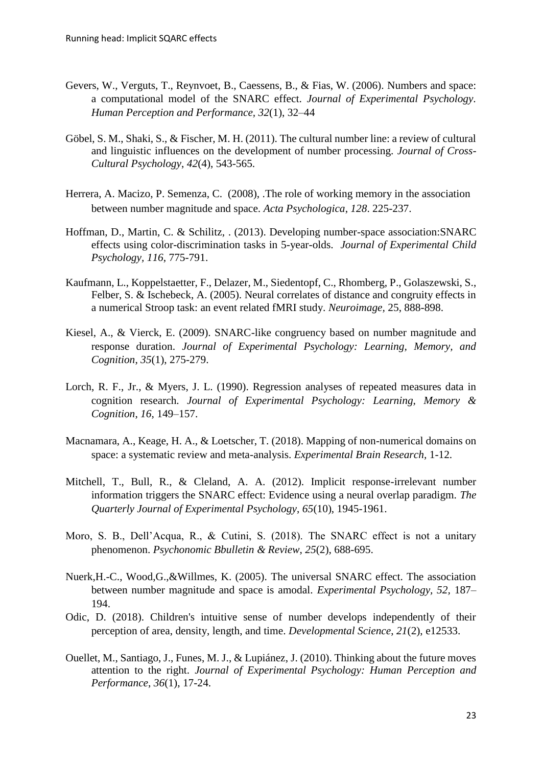Gevers, W., Verguts, T., Reynvoet, B., Caessens, B., & Fias, W. (2006). Numbers and space: a computational model of the SNARC effect. *Journal of Experimental Psychology. Human Perception and Performance, 32*(1), 32–44

Göbel, S. M., Shaki, S., & Fischer, M. H. (2011). The cultural number line: a review of cultural and linguistic influences on the development of number processing. *Journal of Cross-Cultural Psychology*, *42*(4), 543-565.

Herrera, A. Macizo, P. Semenza, C. (2008), .The role of working memory in the association between number magnitude and space. *Acta Psychologica*, *128*. 225-237.

Hoffman, D., Martin, C. & Schilitz, . (2013). Developing number-space association:SNARC effects using color-discrimination tasks in 5-year-olds. *Journal of Experimental Child Psychology*, *116*, 775-791.

Kaufmann, L., Koppelstaetter, F., Delazer, M., Siedentopf, C., Rhomberg, P., Golaszewski, S., Felber, S. & Ischebeck, A. (2005). Neural correlates of distance and congruity effects in a numerical Stroop task: an event related fMRI study. *Neuroimage*, 25, 888-898.

Kiesel, A., & Vierck, E. (2009). SNARC-like congruency based on number magnitude and response duration. *Journal of Experimental Psychology: Learning, Memory, and Cognition*, *35*(1), 275-279.

Lorch, R. F., Jr., & Myers, J. L. (1990). Regression analyses of repeated measures data in cognition research. *Journal of Experimental Psychology: Learning, Memory & Cognition*, *16*, 149–157.

Macnamara, A., Keage, H. A., & Loetscher, T. (2018). Mapping of non-numerical domains on space: a systematic review and meta-analysis. *Experimental Brain Research*, 1-12.

Mitchell, T., Bull, R., & Cleland, A. A. (2012). Implicit response-irrelevant number information triggers the SNARC effect: Evidence using a neural overlap paradigm. *The Quarterly Journal of Experimental Psychology*, *65*(10), 1945-1961.

Moro, S. B., Dell'Acqua, R., & Cutini, S. (2018). The SNARC effect is not a unitary phenomenon. *Psychonomic Bbulletin & Review*, *25*(2), 688-695.

Nuerk,H.-C., Wood,G.,&Willmes, K. (2005). The universal SNARC effect. The association between number magnitude and space is amodal. *Experimental Psychology*, *52*, 187–194.

Odic, D. (2018). Children's intuitive sense of number develops independently of their perception of area, density, length, and time. *Developmental Science*, *21*(2), e12533.

Ouellet, M., Santiago, J., Funes, M. J., & Lupiánez, J. (2010). Thinking about the future moves attention to the right. *Journal of Experimental Psychology: Human Perception and Performance*, *36*(1), 17-24.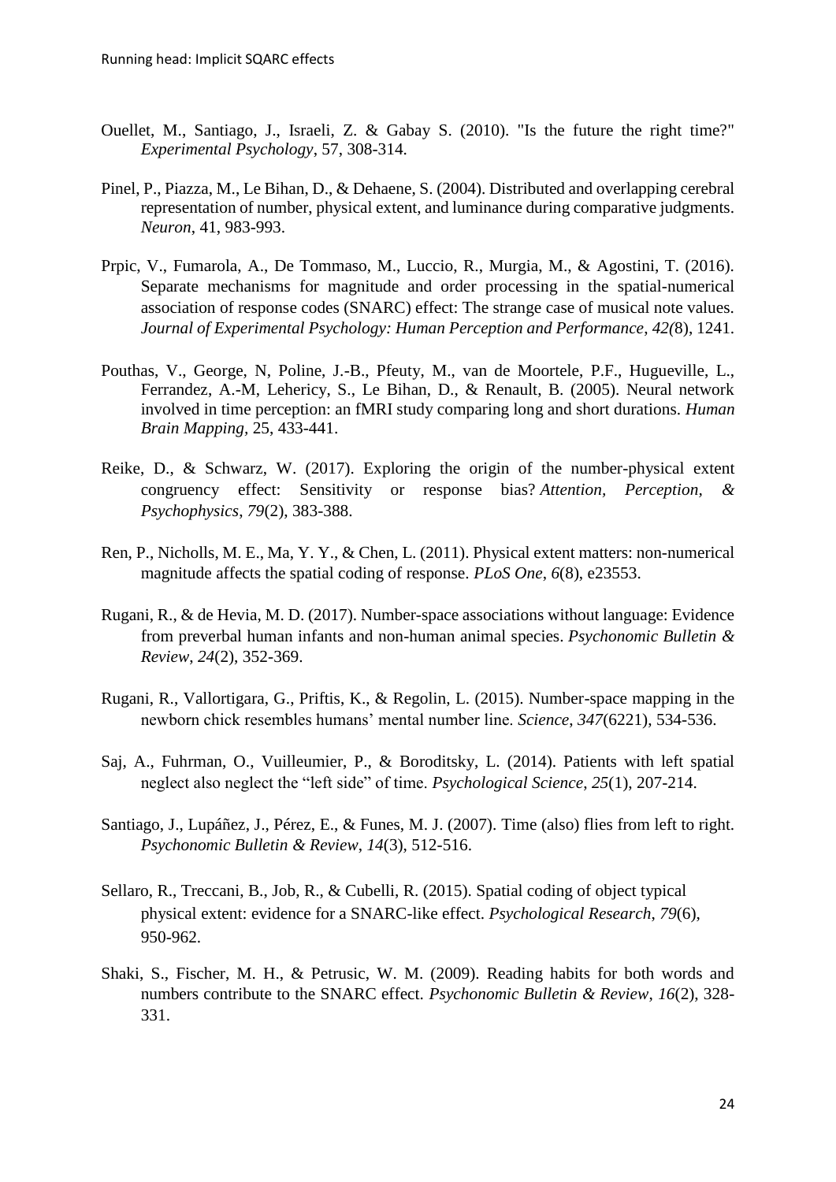Ouellet, M., Santiago, J., Israeli, Z. & Gabay S. (2010). "Is the future the right time?" *Experimental Psychology*, 57, 308-314.

Pinel, P., Piazza, M., Le Bihan, D., & Dehaene, S. (2004). Distributed and overlapping cerebral representation of number, physical extent, and luminance during comparative judgments. *Neuron*, 41, 983-993.

Prpic, V., Fumarola, A., De Tommaso, M., Luccio, R., Murgia, M., & Agostini, T. (2016). Separate mechanisms for magnitude and order processing in the spatial-numerical association of response codes (SNARC) effect: The strange case of musical note values. *Journal of Experimental Psychology: Human Perception and Performance*, *42(*8), 1241.

Pouthas, V., George, N, Poline, J.-B., Pfeuty, M., van de Moortele, P.F., Hugueville, L., Ferrandez, A.-M, Lehericy, S., Le Bihan, D., & Renault, B. (2005). Neural network involved in time perception: an fMRI study comparing long and short durations. *Human Brain Mapping*, 25, 433-441.

Reike, D., & Schwarz, W. (2017). Exploring the origin of the number-physical extent congruency effect: Sensitivity or response bias? *Attention, Perception, & Psychophysics*, *79*(2), 383-388.

Ren, P., Nicholls, M. E., Ma, Y. Y., & Chen, L. (2011). Physical extent matters: non-numerical magnitude affects the spatial coding of response. *PLoS One*, *6*(8), e23553.

Rugani, R., & de Hevia, M. D. (2017). Number-space associations without language: Evidence from preverbal human infants and non-human animal species. *Psychonomic Bulletin & Review*, *24*(2), 352-369.

Rugani, R., Vallortigara, G., Priftis, K., & Regolin, L. (2015). Number-space mapping in the newborn chick resembles humans' mental number line. *Science*, *347*(6221), 534-536.

Saj, A., Fuhrman, O., Vuilleumier, P., & Boroditsky, L. (2014). Patients with left spatial neglect also neglect the "left side" of time. *Psychological Science*, *25*(1), 207-214.

Santiago, J., Lupáñez, J., Pérez, E., & Funes, M. J. (2007). Time (also) flies from left to right. *Psychonomic Bulletin & Review*, *14*(3), 512-516.

Sellaro, R., Treccani, B., Job, R., & Cubelli, R. (2015). Spatial coding of object typical physical extent: evidence for a SNARC-like effect. *Psychological Research*, *79*(6), 950-962.

Shaki, S., Fischer, M. H., & Petrusic, W. M. (2009). Reading habits for both words and numbers contribute to the SNARC effect. *Psychonomic Bulletin & Review*, *16*(2), 328-331.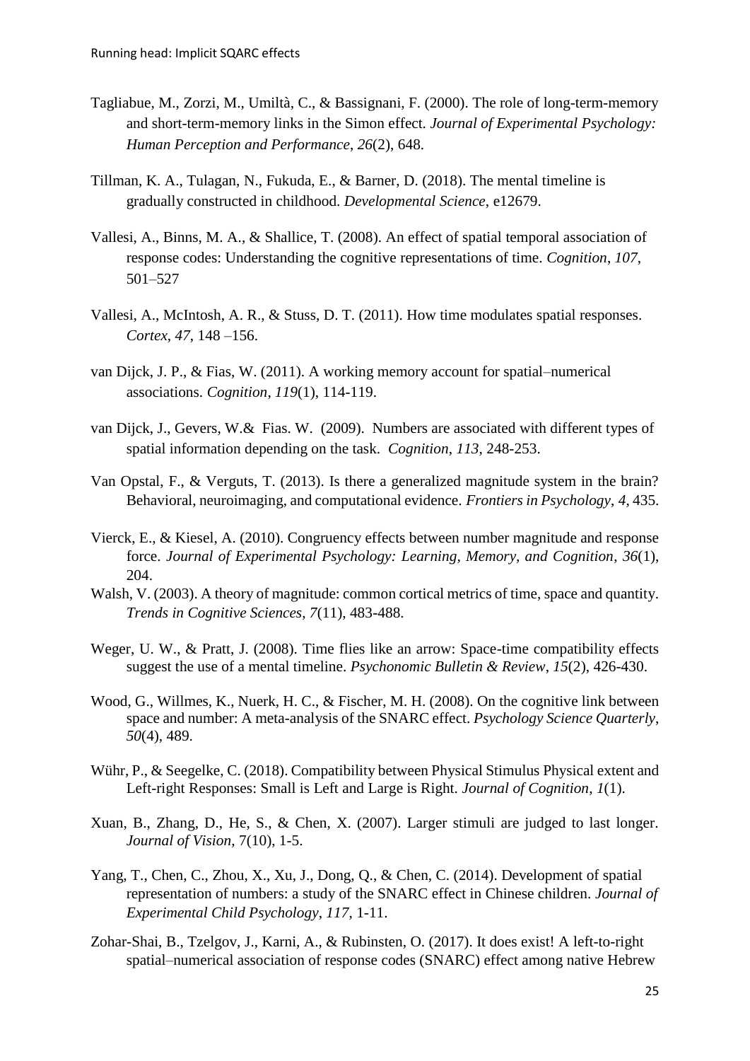Tagliabue, M., Zorzi, M., Umiltà, C., & Bassignani, F. (2000). The role of long-term-memory and short-term-memory links in the Simon effect. *Journal of Experimental Psychology: Human Perception and Performance*, *26*(2), 648.

Tillman, K. A., Tulagan, N., Fukuda, E., & Barner, D. (2018). The mental timeline is gradually constructed in childhood. *Developmental Science*, e12679.

Vallesi, A., Binns, M. A., & Shallice, T. (2008). An effect of spatial temporal association of response codes: Understanding the cognitive representations of time. *Cognition*, *107*, 501–527

Vallesi, A., McIntosh, A. R., & Stuss, D. T. (2011). How time modulates spatial responses. *Cortex*, *47*, 148 –156.

van Dijck, J. P., & Fias, W. (2011). A working memory account for spatial–numerical associations. *Cognition*, *119*(1), 114-119.

van Dijck, J., Gevers, W.& Fias. W. (2009). Numbers are associated with different types of spatial information depending on the task. *Cognition*, *113*, 248-253.

Van Opstal, F., & Verguts, T. (2013). Is there a generalized magnitude system in the brain? Behavioral, neuroimaging, and computational evidence. *Frontiers in Psychology*, *4*, 435.

Vierck, E., & Kiesel, A. (2010). Congruency effects between number magnitude and response force. *Journal of Experimental Psychology: Learning, Memory, and Cognition*, *36*(1), 204.

Walsh, V. (2003). A theory of magnitude: common cortical metrics of time, space and quantity. *Trends in Cognitive Sciences, 7*(11), 483-488.

Weger, U. W., & Pratt, J. (2008). Time flies like an arrow: Space-time compatibility effects suggest the use of a mental timeline. *Psychonomic Bulletin & Review*, *15*(2), 426-430.

Wood, G., Willmes, K., Nuerk, H. C., & Fischer, M. H. (2008). On the cognitive link between space and number: A meta-analysis of the SNARC effect. *Psychology Science Quarterly*, *50*(4), 489.

Wühr, P., & Seegelke, C. (2018). Compatibility between Physical Stimulus Physical extent and Left-right Responses: Small is Left and Large is Right. *Journal of Cognition*, *1*(1).

Xuan, B., Zhang, D., He, S., & Chen, X. (2007). Larger stimuli are judged to last longer. *Journal of Vision,* 7(10), 1-5.

Yang, T., Chen, C., Zhou, X., Xu, J., Dong, Q., & Chen, C. (2014). Development of spatial representation of numbers: a study of the SNARC effect in Chinese children. *Journal of Experimental Child Psychology*, *117*, 1-11.

Zohar-Shai, B., Tzelgov, J., Karni, A., & Rubinsten, O. (2017). It does exist! A left-to-right spatial–numerical association of response codes (SNARC) effect among native Hebrew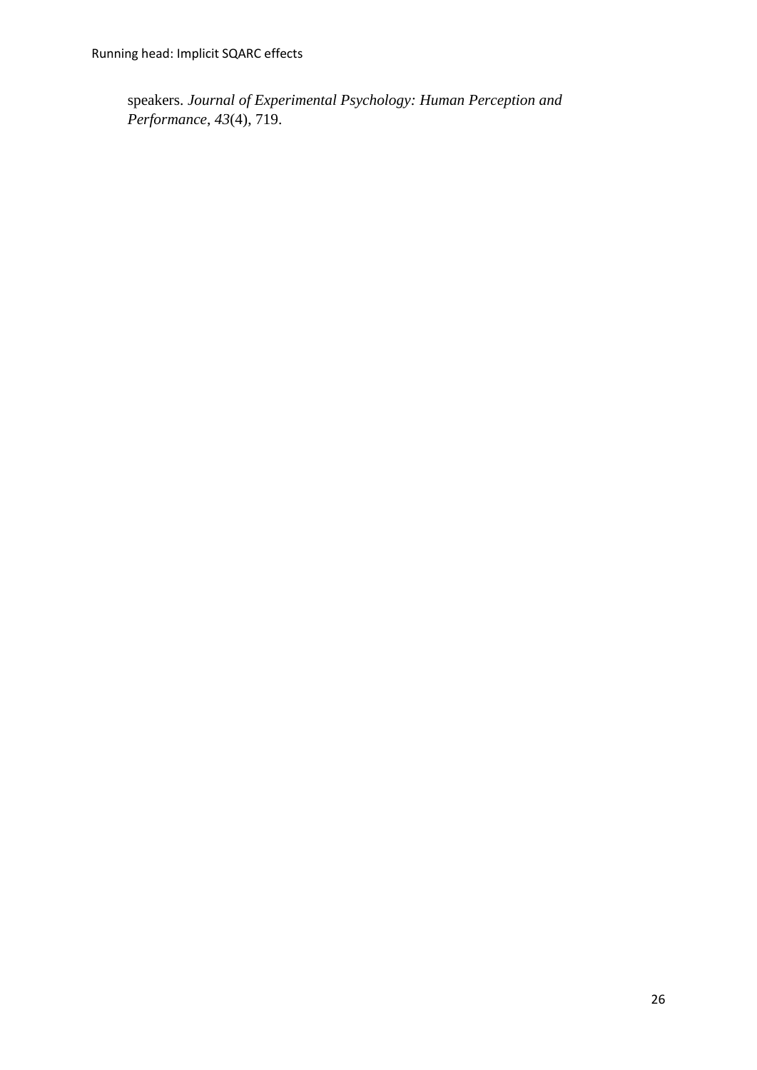speakers. *Journal of Experimental Psychology: Human Perception and Performance*, *43*(4), 719.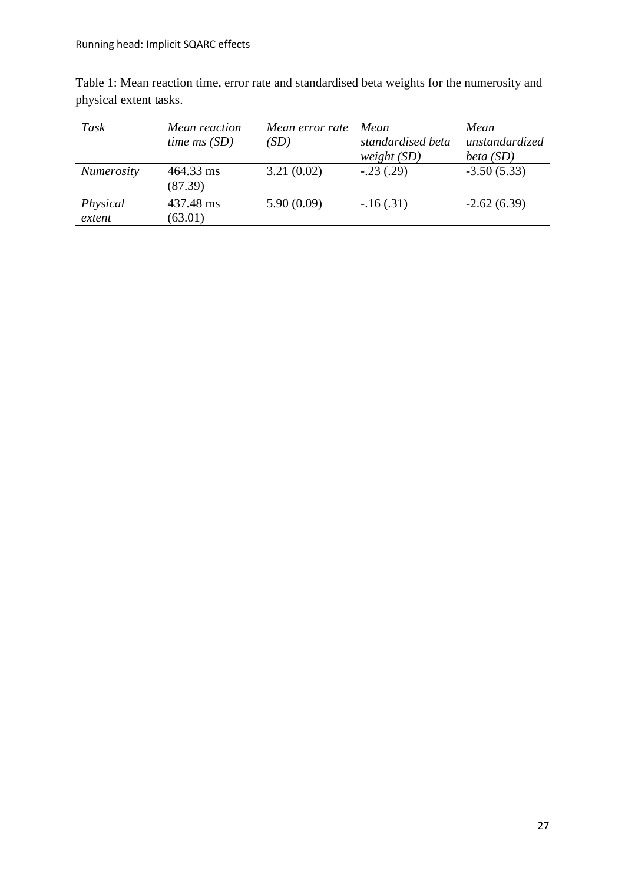Table 1: Mean reaction time, error rate and standardised beta weights for the numerosity and physical extent tasks.

| *Task* | *Mean reaction time ms (SD)* | *Mean error rate (SD)* | *Mean standardised beta weight (SD)* | *Mean unstandardized beta (SD)* |
|---|---|---|---|---|
| *Numerosity* | 464.33 ms (87.39) | 3.21 (0.02) | -.23 (.29) | -3.50 (5.33) |
| *Physical extent* | 437.48 ms (63.01) | 5.90 (0.09) | -.16 (.31) | -2.62 (6.39) |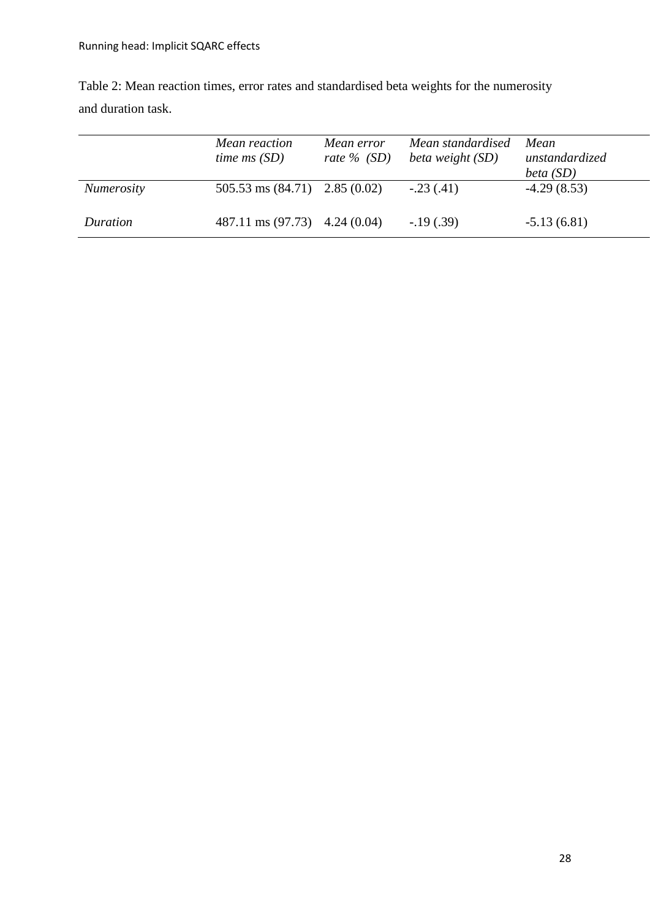Table 2: Mean reaction times, error rates and standardised beta weights for the numerosity and duration task.

| | *Mean reaction time ms (SD)* | *Mean error rate % (SD)* | *Mean standardised beta weight (SD)* | *Mean unstandardized beta (SD)* |
|---|---|---|---|---|
| *Numerosity* | 505.53 ms (84.71) | 2.85 (0.02) | -.23 (.41) | -4.29 (8.53) |
| *Duration* | 487.11 ms (97.73) | 4.24 (0.04) | -.19 (.39) | -5.13 (6.81) |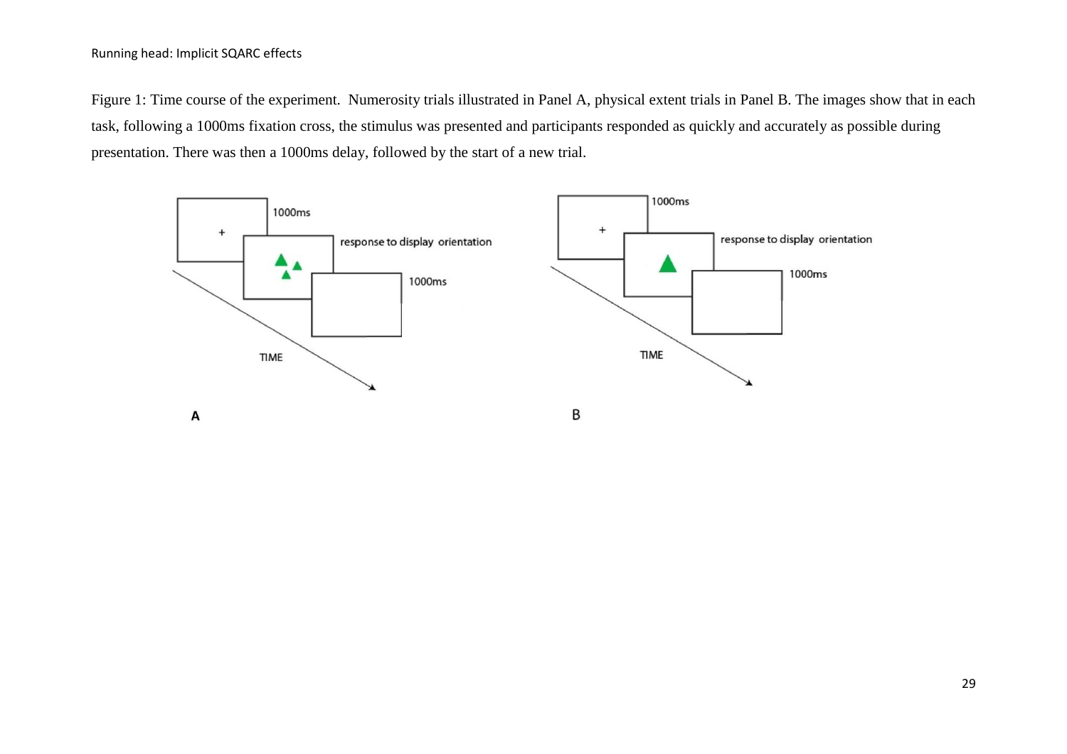Figure 1: Time course of the experiment. Numerosity trials illustrated in Panel A, physical extent trials in Panel B. The images show that in each task, following a 1000ms fixation cross, the stimulus was presented and participants responded as quickly and accurately as possible during presentation. There was then a 1000ms delay, followed by the start of a new trial.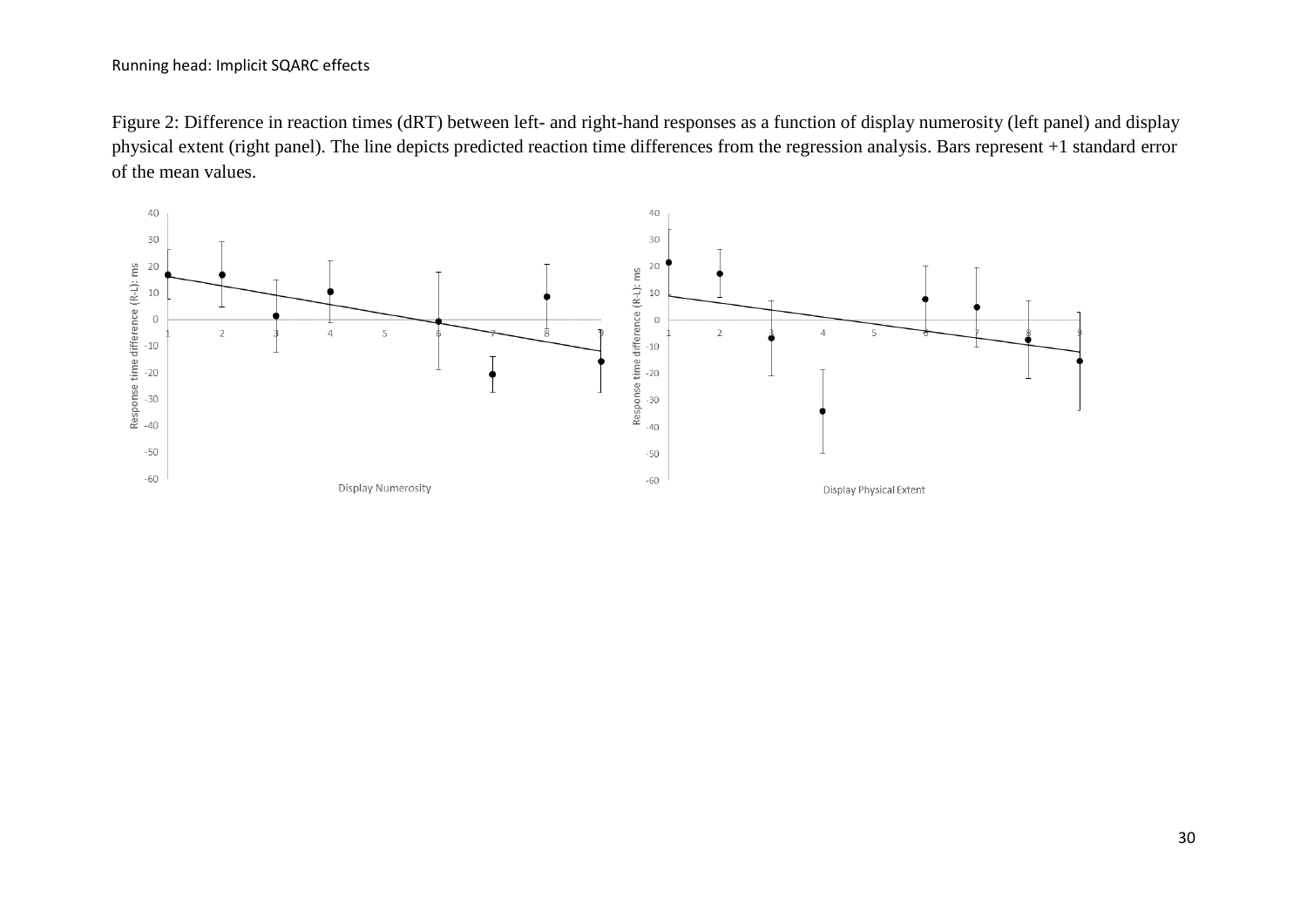Figure 2: Difference in reaction times (dRT) between left- and right-hand responses as a function of display numerosity (left panel) and display physical extent (right panel). The line depicts predicted reaction time differences from the regression analysis. Bars represent +1 standard error of the mean values.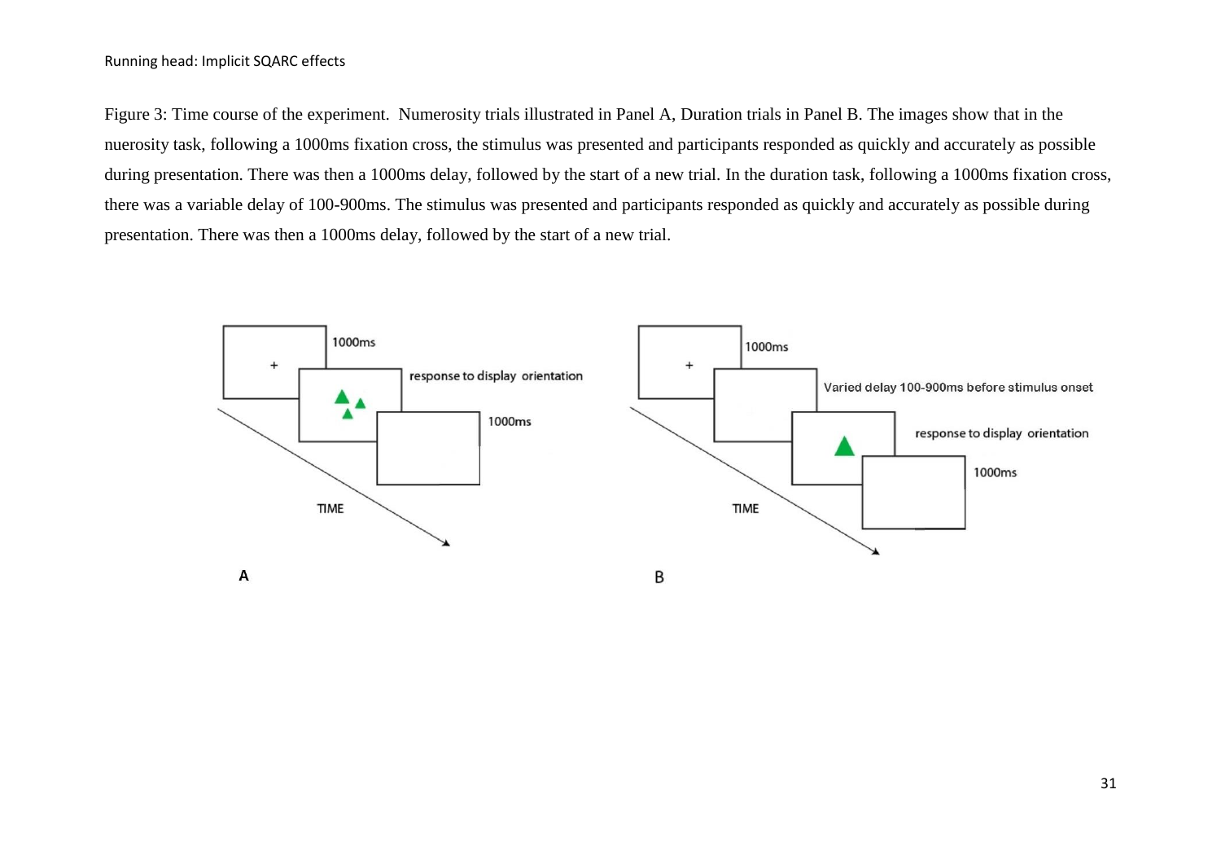Figure 3: Time course of the experiment.  Numerosity trials illustrated in Panel A, Duration trials in Panel B. The images show that in the nuerosity task, following a 1000ms fixation cross, the stimulus was presented and participants responded as quickly and accurately as possible during presentation. There was then a 1000ms delay, followed by the start of a new trial. In the duration task, following a 1000ms fixation cross, there was a variable delay of 100-900ms. The stimulus was presented and participants responded as quickly and accurately as possible during presentation. There was then a 1000ms delay, followed by the start of a new trial.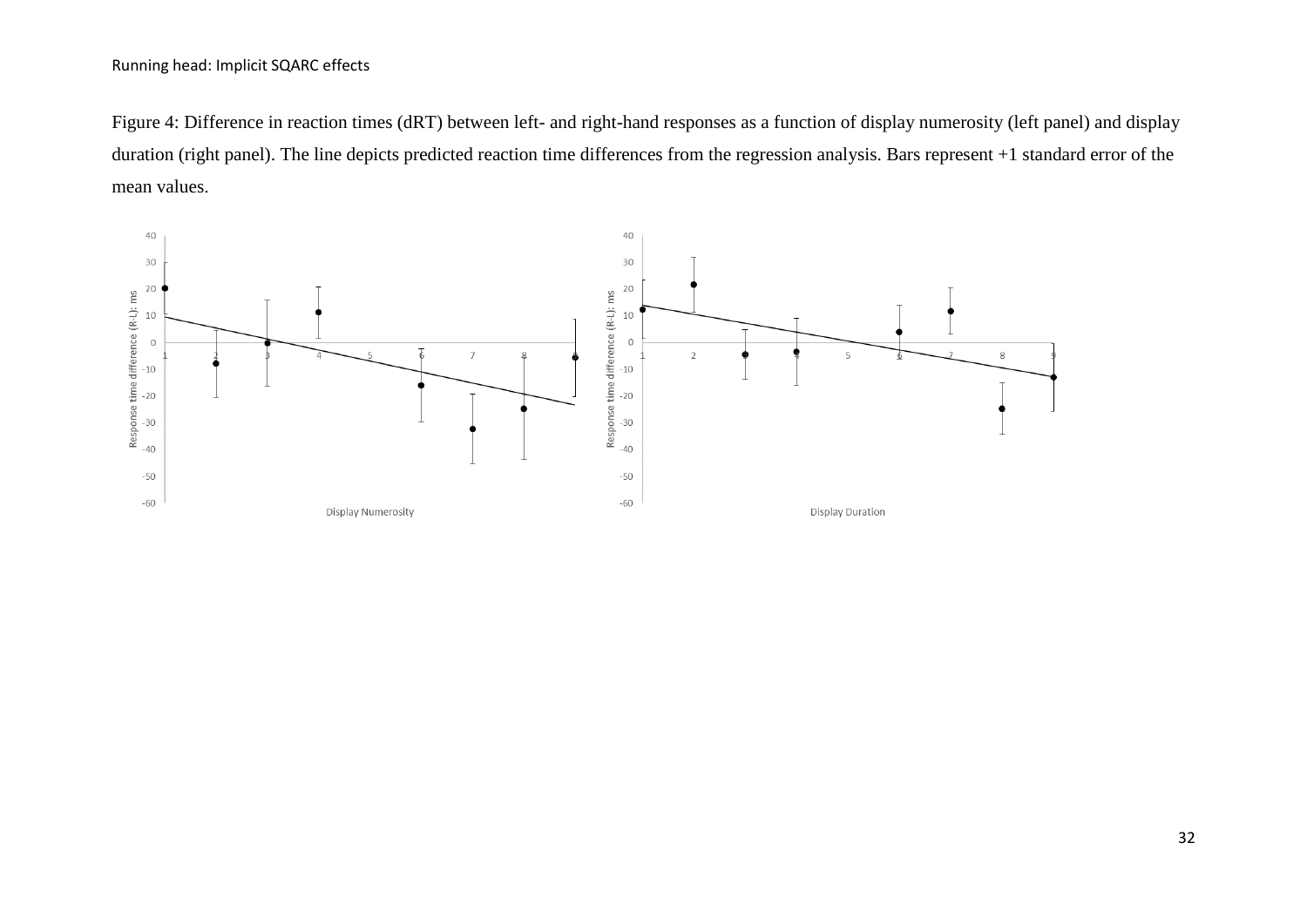Figure 4: Difference in reaction times (dRT) between left- and right-hand responses as a function of display numerosity (left panel) and display duration (right panel). The line depicts predicted reaction time differences from the regression analysis. Bars represent +1 standard error of the mean values.

40
30
20
10
0
-10
-20
-30
-40
-50
-60
Response time difference (R-L): ms
1 2 3 4 5 6 7 8 9
Display Numerosity

40
30
20
10
0
-10
-20
-30
-40
-50
-60
Response time difference (R-L): ms
1 2 3 4 5 6 7 8 9
Display Duration